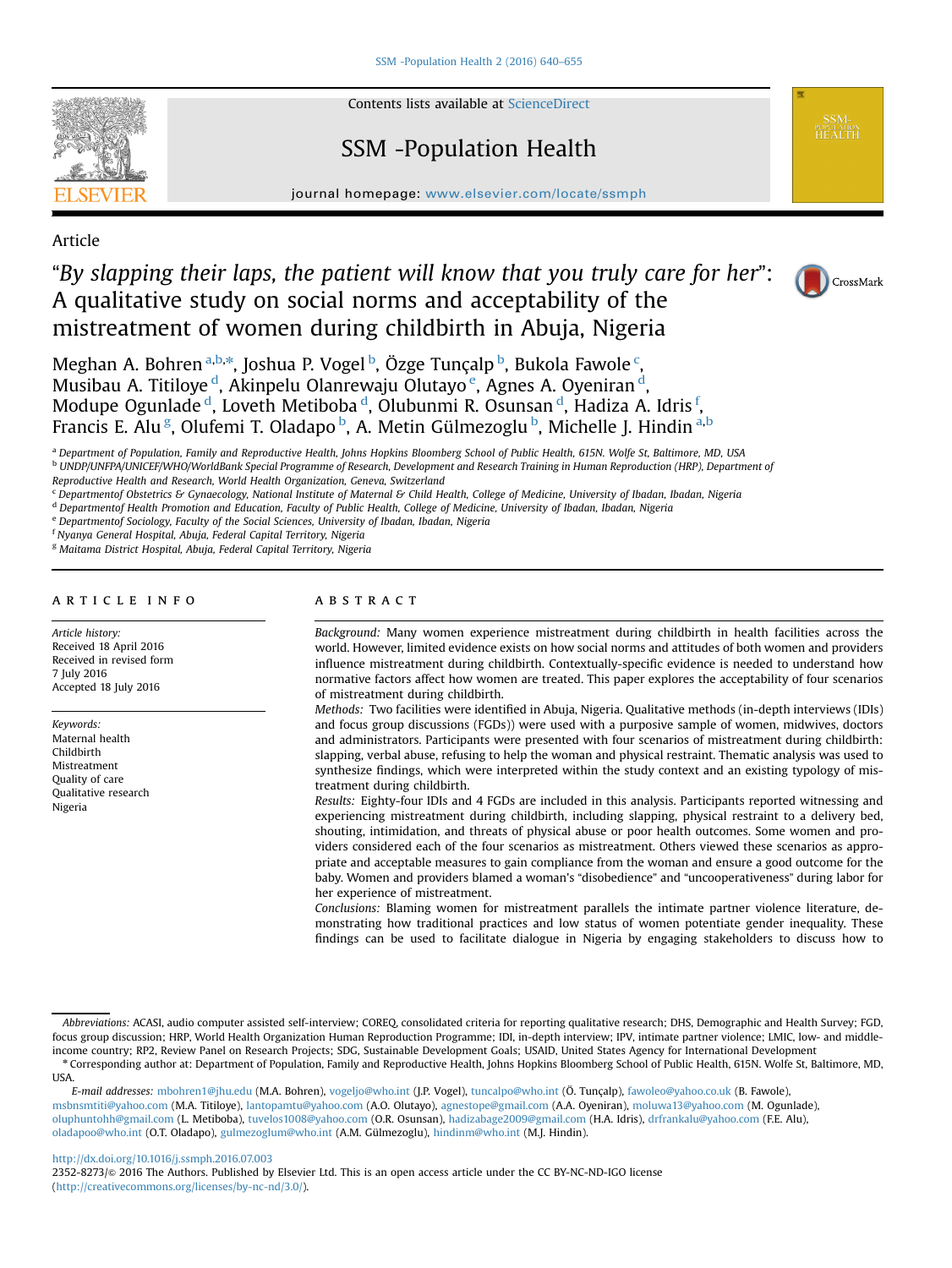Contents lists available at ScienceDirect

SSM -Population Health

journal homepage: www.elsevier.com/locate/ssmph

Article

# "By slapping their laps, the patient will know that you truly care for her": A qualitative study on social norms and acceptability of the mistreatment of women during childbirth in Abuja, Nigeria

Meghan A. Bohren[a,b,*], Joshua P. Vogel[b], Özge Tunçalp[b], Bukola Fawole[c], Musibau A. Titiloye[d], Akinpelu Olanrewaju Olutayo[e], Agnes A. Oyeniran[d], Modupe Ogunlade[d], Loveth Metiboba[d], Olubunmi R. Osunsan[d], Hadiza A. Idris[f], Francis E. Alu[g], Olufemi T. Oladapo[b], A. Metin Gülmezoglu[b], Michelle J. Hindin[a,b]

[a] Department of Population, Family and Reproductive Health, Johns Hopkins Bloomberg School of Public Health, 615N. Wolfe St, Baltimore, MD, USA
[b] UNDP/UNFPA/UNICEF/WHO/WorldBank Special Programme of Research, Development and Research Training in Human Reproduction (HRP), Department of Reproductive Health and Research, World Health Organization, Geneva, Switzerland
[c] Departmentof Obstetrics & Gynaecology, National Institute of Maternal & Child Health, College of Medicine, University of Ibadan, Ibadan, Nigeria
[d] Departmentof Health Promotion and Education, Faculty of Public Health, College of Medicine, University of Ibadan, Ibadan, Nigeria
[e] Departmentof Sociology, Faculty of the Social Sciences, University of Ibadan, Ibadan, Nigeria
[f] Nyanya General Hospital, Abuja, Federal Capital Territory, Nigeria
[g] Maitama District Hospital, Abuja, Federal Capital Territory, Nigeria

## ARTICLE INFO

*Article history:*
Received 18 April 2016
Received in revised form
7 July 2016
Accepted 18 July 2016

*Keywords:*
Maternal health
Childbirth
Mistreatment
Quality of care
Qualitative research
Nigeria

## ABSTRACT

*Background:* Many women experience mistreatment during childbirth in health facilities across the world. However, limited evidence exists on how social norms and attitudes of both women and providers influence mistreatment during childbirth. Contextually-specific evidence is needed to understand how normative factors affect how women are treated. This paper explores the acceptability of four scenarios of mistreatment during childbirth.

*Methods:* Two facilities were identified in Abuja, Nigeria. Qualitative methods (in-depth interviews (IDIs) and focus group discussions (FGDs)) were used with a purposive sample of women, midwives, doctors and administrators. Participants were presented with four scenarios of mistreatment during childbirth: slapping, verbal abuse, refusing to help the woman and physical restraint. Thematic analysis was used to synthesize findings, which were interpreted within the study context and an existing typology of mistreatment during childbirth.

*Results:* Eighty-four IDIs and 4 FGDs are included in this analysis. Participants reported witnessing and experiencing mistreatment during childbirth, including slapping, physical restraint to a delivery bed, shouting, intimidation, and threats of physical abuse or poor health outcomes. Some women and providers considered each of the four scenarios as mistreatment. Others viewed these scenarios as appropriate and acceptable measures to gain compliance from the woman and ensure a good outcome for the baby. Women and providers blamed a woman's "disobedience" and "uncooperativeness" during labor for her experience of mistreatment.

*Conclusions:* Blaming women for mistreatment parallels the intimate partner violence literature, demonstrating how traditional practices and low status of women potentiate gender inequality. These findings can be used to facilitate dialogue in Nigeria by engaging stakeholders to discuss how to

---

*Abbreviations:* ACASI, audio computer assisted self-interview; COREQ, consolidated criteria for reporting qualitative research; DHS, Demographic and Health Survey; FGD, focus group discussion; HRP, World Health Organization Human Reproduction Programme; IDI, in-depth interview; IPV, intimate partner violence; LMIC, low- and middle-income country; RP2, Review Panel on Research Projects; SDG, Sustainable Development Goals; USAID, United States Agency for International Development

* Corresponding author at: Department of Population, Family and Reproductive Health, Johns Hopkins Bloomberg School of Public Health, 615N. Wolfe St, Baltimore, MD, USA.

*E-mail addresses:* mbohren1@jhu.edu (M.A. Bohren), vogeljo@who.int (J.P. Vogel), tuncalpo@who.int (Ö. Tunçalp), fawoleo@yahoo.co.uk (B. Fawole), msbnsmtiti@yahoo.com (M.A. Titiloye), lantopamtu@yahoo.com (A.O. Olutayo), agnestope@gmail.com (A.A. Oyeniran), moluwa13@yahoo.com (M. Ogunlade), oluphuntohh@gmail.com (L. Metiboba), tuvelos1008@yahoo.com (O.R. Osunsan), hadizabage2009@gmail.com (H.A. Idris), drfrankalu@yahoo.com (F.E. Alu), oladapoo@who.int (O.T. Oladapo), gulmezoglum@who.int (A.M. Gülmezoglu), hindinm@who.int (M.J. Hindin).

http://dx.doi.org/10.1016/j.ssmph.2016.07.003
2352-8273/© 2016 The Authors. Published by Elsevier Ltd. This is an open access article under the CC BY-NC-ND-IGO license (http://creativecommons.org/licenses/by-nc-nd/3.0/).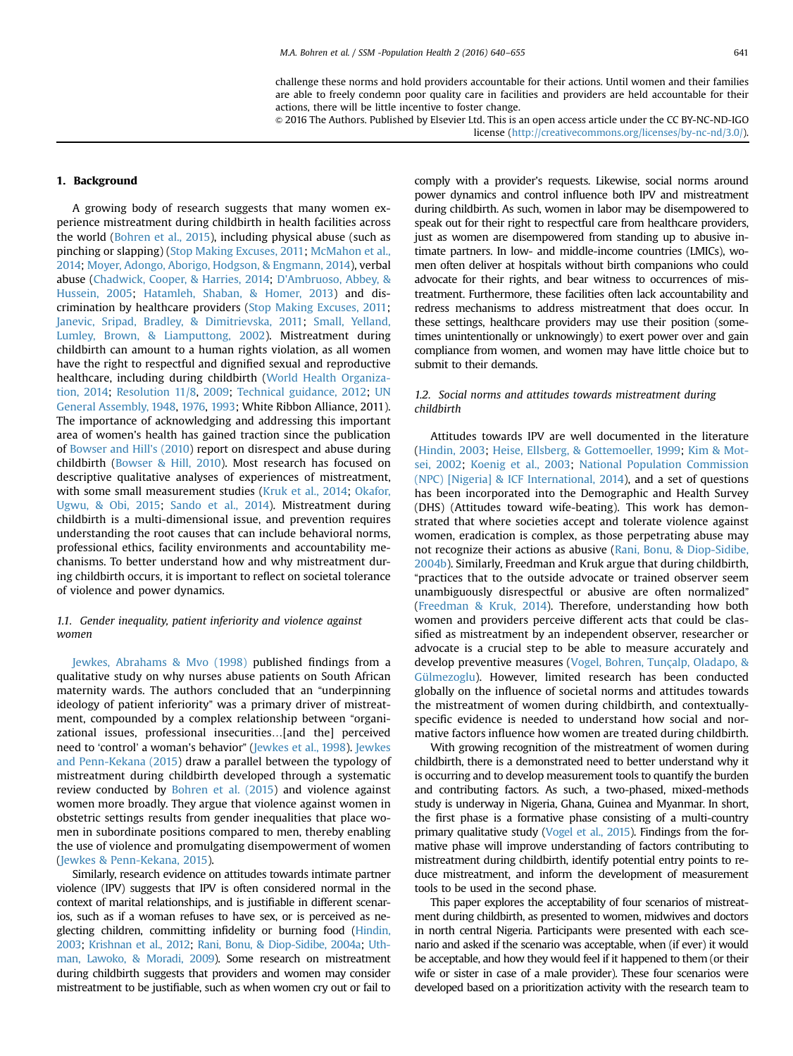challenge these norms and hold providers accountable for their actions. Until women and their families are able to freely condemn poor quality care in facilities and providers are held accountable for their actions, there will be little incentive to foster change.

© 2016 The Authors. Published by Elsevier Ltd. This is an open access article under the CC BY-NC-ND-IGO license (http://creativecommons.org/licenses/by-nc-nd/3.0/).

## 1. Background

A growing body of research suggests that many women experience mistreatment during childbirth in health facilities across the world (Bohren et al., 2015), including physical abuse (such as pinching or slapping) (Stop Making Excuses, 2011; McMahon et al., 2014; Moyer, Adongo, Aborigo, Hodgson, & Engmann, 2014), verbal abuse (Chadwick, Cooper, & Harries, 2014; D'Ambruoso, Abbey, & Hussein, 2005; Hatamleh, Shaban, & Homer, 2013) and discrimination by healthcare providers (Stop Making Excuses, 2011; Janevic, Sripad, Bradley, & Dimitrievska, 2011; Small, Yelland, Lumley, Brown, & Liamputtong, 2002). Mistreatment during childbirth can amount to a human rights violation, as all women have the right to respectful and dignified sexual and reproductive healthcare, including during childbirth (World Health Organization, 2014; Resolution 11/8, 2009; Technical guidance, 2012; UN General Assembly, 1948, 1976, 1993; White Ribbon Alliance, 2011). The importance of acknowledging and addressing this important area of women's health has gained traction since the publication of Bowser and Hill's (2010) report on disrespect and abuse during childbirth (Bowser & Hill, 2010). Most research has focused on descriptive qualitative analyses of experiences of mistreatment, with some small measurement studies (Kruk et al., 2014; Okafor, Ugwu, & Obi, 2015; Sando et al., 2014). Mistreatment during childbirth is a multi-dimensional issue, and prevention requires understanding the root causes that can include behavioral norms, professional ethics, facility environments and accountability mechanisms. To better understand how and why mistreatment during childbirth occurs, it is important to reflect on societal tolerance of violence and power dynamics.

### 1.1. Gender inequality, patient inferiority and violence against women

Jewkes, Abrahams & Mvo (1998) published findings from a qualitative study on why nurses abuse patients on South African maternity wards. The authors concluded that an "underpinning ideology of patient inferiority" was a primary driver of mistreatment, compounded by a complex relationship between "organizational issues, professional insecurities…[and the] perceived need to 'control' a woman's behavior" (Jewkes et al., 1998). Jewkes and Penn-Kekana (2015) draw a parallel between the typology of mistreatment during childbirth developed through a systematic review conducted by Bohren et al. (2015) and violence against women more broadly. They argue that violence against women in obstetric settings results from gender inequalities that place women in subordinate positions compared to men, thereby enabling the use of violence and promulgating disempowerment of women (Jewkes & Penn-Kekana, 2015).

Similarly, research evidence on attitudes towards intimate partner violence (IPV) suggests that IPV is often considered normal in the context of marital relationships, and is justifiable in different scenarios, such as if a woman refuses to have sex, or is perceived as neglecting children, committing infidelity or burning food (Hindin, 2003; Krishnan et al., 2012; Rani, Bonu, & Diop-Sidibe, 2004a; Uthman, Lawoko, & Moradi, 2009). Some research on mistreatment during childbirth suggests that providers and women may consider mistreatment to be justifiable, such as when women cry out or fail to comply with a provider's requests. Likewise, social norms around power dynamics and control influence both IPV and mistreatment during childbirth. As such, women in labor may be disempowered to speak out for their right to respectful care from healthcare providers, just as women are disempowered from standing up to abusive intimate partners. In low- and middle-income countries (LMICs), women often deliver at hospitals without birth companions who could advocate for their rights, and bear witness to occurrences of mistreatment. Furthermore, these facilities often lack accountability and redress mechanisms to address mistreatment that does occur. In these settings, healthcare providers may use their position (sometimes unintentionally or unknowingly) to exert power over and gain compliance from women, and women may have little choice but to submit to their demands.

### 1.2. Social norms and attitudes towards mistreatment during childbirth

Attitudes towards IPV are well documented in the literature (Hindin, 2003; Heise, Ellsberg, & Gottemoeller, 1999; Kim & Motsei, 2002; Koenig et al., 2003; National Population Commission (NPC) [Nigeria] & ICF International, 2014), and a set of questions has been incorporated into the Demographic and Health Survey (DHS) (Attitudes toward wife-beating). This work has demonstrated that where societies accept and tolerate violence against women, eradication is complex, as those perpetrating abuse may not recognize their actions as abusive (Rani, Bonu, & Diop-Sidibe, 2004b). Similarly, Freedman and Kruk argue that during childbirth, "practices that to the outside advocate or trained observer seem unambiguously disrespectful or abusive are often normalized" (Freedman & Kruk, 2014). Therefore, understanding how both women and providers perceive different acts that could be classified as mistreatment by an independent observer, researcher or advocate is a crucial step to be able to measure accurately and develop preventive measures (Vogel, Bohren, Tunçalp, Oladapo, & Gülmezoglu). However, limited research has been conducted globally on the influence of societal norms and attitudes towards the mistreatment of women during childbirth, and contextually-specific evidence is needed to understand how social and normative factors influence how women are treated during childbirth.

With growing recognition of the mistreatment of women during childbirth, there is a demonstrated need to better understand why it is occurring and to develop measurement tools to quantify the burden and contributing factors. As such, a two-phased, mixed-methods study is underway in Nigeria, Ghana, Guinea and Myanmar. In short, the first phase is a formative phase consisting of a multi-country primary qualitative study (Vogel et al., 2015). Findings from the formative phase will improve understanding of factors contributing to mistreatment during childbirth, identify potential entry points to reduce mistreatment, and inform the development of measurement tools to be used in the second phase.

This paper explores the acceptability of four scenarios of mistreatment during childbirth, as presented to women, midwives and doctors in north central Nigeria. Participants were presented with each scenario and asked if the scenario was acceptable, when (if ever) it would be acceptable, and how they would feel if it happened to them (or their wife or sister in case of a male provider). These four scenarios were developed based on a prioritization activity with the research team to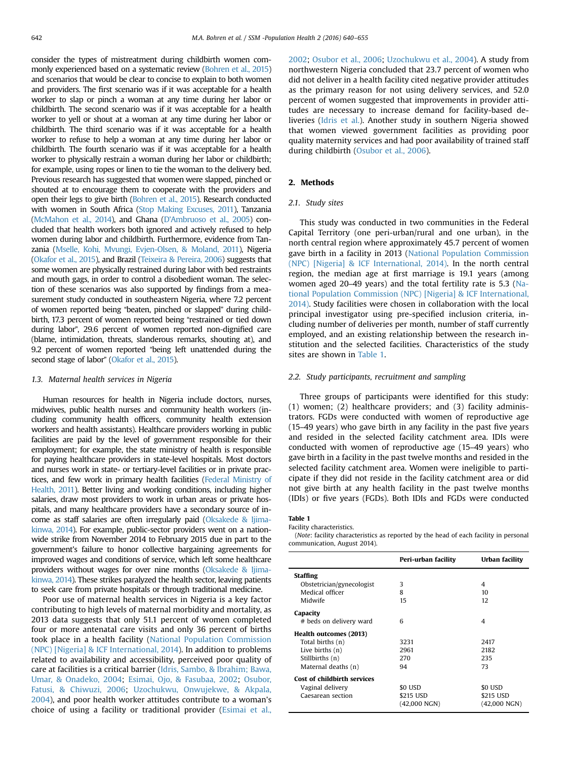consider the types of mistreatment during childbirth women commonly experienced based on a systematic review (Bohren et al., 2015) and scenarios that would be clear to concise to explain to both women and providers. The first scenario was if it was acceptable for a health worker to slap or pinch a woman at any time during her labor or childbirth. The second scenario was if it was acceptable for a health worker to yell or shout at a woman at any time during her labor or childbirth. The third scenario was if it was acceptable for a health worker to refuse to help a woman at any time during her labor or childbirth. The fourth scenario was if it was acceptable for a health worker to physically restrain a woman during her labor or childbirth; for example, using ropes or linen to tie the woman to the delivery bed. Previous research has suggested that women were slapped, pinched or shouted at to encourage them to cooperate with the providers and open their legs to give birth (Bohren et al., 2015). Research conducted with women in South Africa (Stop Making Excuses, 2011), Tanzania (McMahon et al., 2014), and Ghana (D'Ambruoso et al., 2005) concluded that health workers both ignored and actively refused to help women during labor and childbirth. Furthermore, evidence from Tanzania (Mselle, Kohi, Mvungi, Evjen-Olsen, & Moland, 2011), Nigeria (Okafor et al., 2015), and Brazil (Teixeira & Pereira, 2006) suggests that some women are physically restrained during labor with bed restraints and mouth gags, in order to control a disobedient woman. The selection of these scenarios was also supported by findings from a measurement study conducted in southeastern Nigeria, where 7.2 percent of women reported being "beaten, pinched or slapped" during childbirth, 17.3 percent of women reported being "restrained or tied down during labor", 29.6 percent of women reported non-dignified care (blame, intimidation, threats, slanderous remarks, shouting at), and 9.2 percent of women reported "being left unattended during the second stage of labor" (Okafor et al., 2015).

### 1.3. Maternal health services in Nigeria

Human resources for health in Nigeria include doctors, nurses, midwives, public health nurses and community health workers (including community health officers, community health extension workers and health assistants). Healthcare providers working in public facilities are paid by the level of government responsible for their employment; for example, the state ministry of health is responsible for paying healthcare providers in state-level hospitals. Most doctors and nurses work in state- or tertiary-level facilities or in private practices, and few work in primary health facilities (Federal Ministry of Health, 2011). Better living and working conditions, including higher salaries, draw most providers to work in urban areas or private hospitals, and many healthcare providers have a secondary source of income as staff salaries are often irregularly paid (Oksakede & Ijimakinwa, 2014). For example, public-sector providers went on a nationwide strike from November 2014 to February 2015 due in part to the government's failure to honor collective bargaining agreements for improved wages and conditions of service, which left some healthcare providers without wages for over nine months (Oksakede & Ijimakinwa, 2014). These strikes paralyzed the health sector, leaving patients to seek care from private hospitals or through traditional medicine.

Poor use of maternal health services in Nigeria is a key factor contributing to high levels of maternal morbidity and mortality, as 2013 data suggests that only 51.1 percent of women completed four or more antenatal care visits and only 36 percent of births took place in a health facility (National Population Commission (NPC) [Nigeria] & ICF International, 2014). In addition to problems related to availability and accessibility, perceived poor quality of care at facilities is a critical barrier (Idris, Sambo, & Ibrahim; Bawa, Umar, & Onadeko, 2004; Esimai, Ojo, & Fasubaa, 2002; Osubor, Fatusi, & Chiwuzi, 2006; Uzochukwu, Onwujekwe, & Akpala, 2004), and poor health worker attitudes contribute to a woman's choice of using a facility or traditional provider (Esimai et al., 2002; Osubor et al., 2006; Uzochukwu et al., 2004). A study from northwestern Nigeria concluded that 23.7 percent of women who did not deliver in a health facility cited negative provider attitudes as the primary reason for not using delivery services, and 52.0 percent of women suggested that improvements in provider attitudes are necessary to increase demand for facility-based deliveries (Idris et al.). Another study in southern Nigeria showed that women viewed government facilities as providing poor quality maternity services and had poor availability of trained staff during childbirth (Osubor et al., 2006).

## 2. Methods

### 2.1. Study sites

This study was conducted in two communities in the Federal Capital Territory (one peri-urban/rural and one urban), in the north central region where approximately 45.7 percent of women gave birth in a facility in 2013 (National Population Commission (NPC) [Nigeria] & ICF International, 2014). In the north central region, the median age at first marriage is 19.1 years (among women aged 20–49 years) and the total fertility rate is 5.3 (National Population Commission (NPC) [Nigeria] & ICF International, 2014). Study facilities were chosen in collaboration with the local principal investigator using pre-specified inclusion criteria, including number of deliveries per month, number of staff currently employed, and an existing relationship between the research institution and the selected facilities. Characteristics of the study sites are shown in Table 1.

### 2.2. Study participants, recruitment and sampling

Three groups of participants were identified for this study: (1) women; (2) healthcare providers; and (3) facility administrators. FGDs were conducted with women of reproductive age (15–49 years) who gave birth in any facility in the past five years and resided in the selected facility catchment area. IDIs were conducted with women of reproductive age (15–49 years) who gave birth in a facility in the past twelve months and resided in the selected facility catchment area. Women were ineligible to participate if they did not reside in the facility catchment area or did not give birth at any health facility in the past twelve months (IDIs) or five years (FGDs). Both IDIs and FGDs were conducted

**Table 1**
Facility characteristics.
(*Note*: facility characteristics as reported by the head of each facility in personal communication, August 2014).

| | Peri-urban facility | Urban facility |
|---|---|---|
| **Staffing** | | |
| Obstetrician/gynecologist | 3 | 4 |
| Medical officer | 8 | 10 |
| Midwife | 15 | 12 |
| **Capacity** | | |
| # beds on delivery ward | 6 | 4 |
| **Health outcomes (2013)** | | |
| Total births (n) | 3231 | 2417 |
| Live births (n) | 2961 | 2182 |
| Stillbirths (n) | 270 | 235 |
| Maternal deaths (n) | 94 | 73 |
| **Cost of childbirth services** | | |
| Vaginal delivery | $0 USD | $0 USD |
| Caesarean section | $215 USD (42,000 NGN) | $215 USD (42,000 NGN) |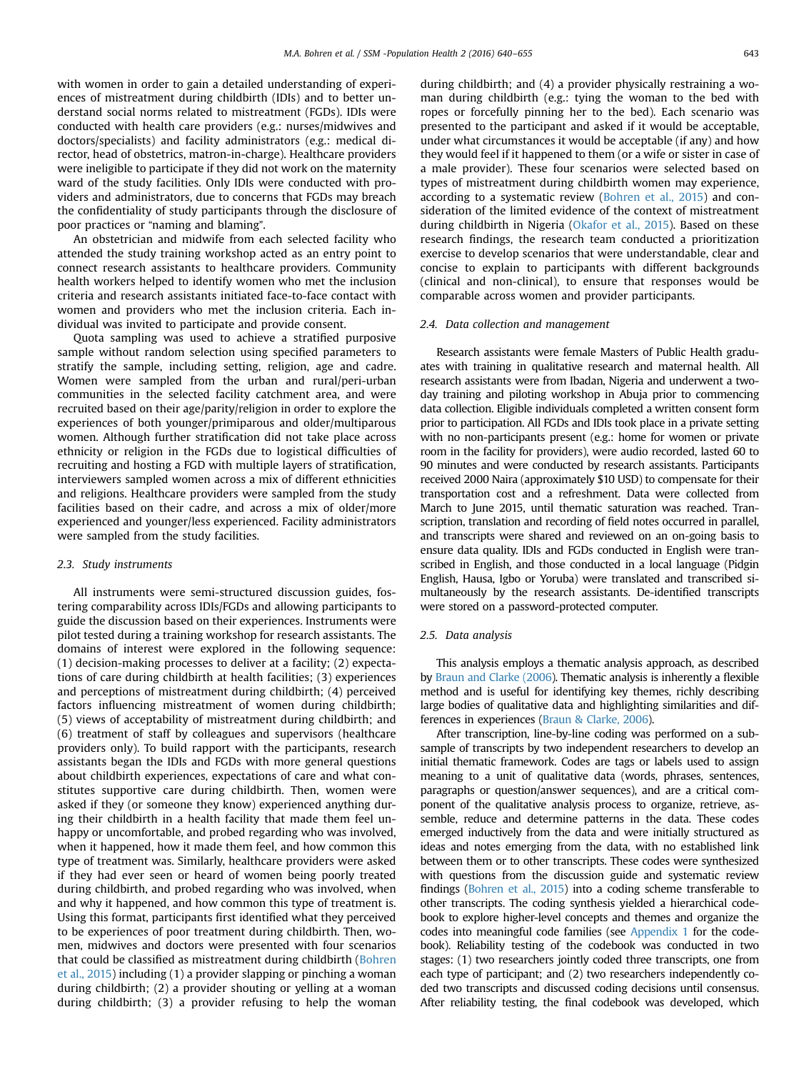with women in order to gain a detailed understanding of experiences of mistreatment during childbirth (IDIs) and to better understand social norms related to mistreatment (FGDs). IDIs were conducted with health care providers (e.g.: nurses/midwives and doctors/specialists) and facility administrators (e.g.: medical director, head of obstetrics, matron-in-charge). Healthcare providers were ineligible to participate if they did not work on the maternity ward of the study facilities. Only IDIs were conducted with providers and administrators, due to concerns that FGDs may breach the confidentiality of study participants through the disclosure of poor practices or "naming and blaming".

An obstetrician and midwife from each selected facility who attended the study training workshop acted as an entry point to connect research assistants to healthcare providers. Community health workers helped to identify women who met the inclusion criteria and research assistants initiated face-to-face contact with women and providers who met the inclusion criteria. Each individual was invited to participate and provide consent.

Quota sampling was used to achieve a stratified purposive sample without random selection using specified parameters to stratify the sample, including setting, religion, age and cadre. Women were sampled from the urban and rural/peri-urban communities in the selected facility catchment area, and were recruited based on their age/parity/religion in order to explore the experiences of both younger/primiparous and older/multiparous women. Although further stratification did not take place across ethnicity or religion in the FGDs due to logistical difficulties of recruiting and hosting a FGD with multiple layers of stratification, interviewers sampled women across a mix of different ethnicities and religions. Healthcare providers were sampled from the study facilities based on their cadre, and across a mix of older/more experienced and younger/less experienced. Facility administrators were sampled from the study facilities.

### 2.3. Study instruments

All instruments were semi-structured discussion guides, fostering comparability across IDIs/FGDs and allowing participants to guide the discussion based on their experiences. Instruments were pilot tested during a training workshop for research assistants. The domains of interest were explored in the following sequence: (1) decision-making processes to deliver at a facility; (2) expectations of care during childbirth at health facilities; (3) experiences and perceptions of mistreatment during childbirth; (4) perceived factors influencing mistreatment of women during childbirth; (5) views of acceptability of mistreatment during childbirth; and (6) treatment of staff by colleagues and supervisors (healthcare providers only). To build rapport with the participants, research assistants began the IDIs and FGDs with more general questions about childbirth experiences, expectations of care and what constitutes supportive care during childbirth. Then, women were asked if they (or someone they know) experienced anything during their childbirth in a health facility that made them feel unhappy or uncomfortable, and probed regarding who was involved, when it happened, how it made them feel, and how common this type of treatment was. Similarly, healthcare providers were asked if they had ever seen or heard of women being poorly treated during childbirth, and probed regarding who was involved, when and why it happened, and how common this type of treatment is. Using this format, participants first identified what they perceived to be experiences of poor treatment during childbirth. Then, women, midwives and doctors were presented with four scenarios that could be classified as mistreatment during childbirth (Bohren et al., 2015) including (1) a provider slapping or pinching a woman during childbirth; (2) a provider shouting or yelling at a woman during childbirth; (3) a provider refusing to help the woman during childbirth; and (4) a provider physically restraining a woman during childbirth (e.g.: tying the woman to the bed with ropes or forcefully pinning her to the bed). Each scenario was presented to the participant and asked if it would be acceptable, under what circumstances it would be acceptable (if any) and how they would feel if it happened to them (or a wife or sister in case of a male provider). These four scenarios were selected based on types of mistreatment during childbirth women may experience, according to a systematic review (Bohren et al., 2015) and consideration of the limited evidence of the context of mistreatment during childbirth in Nigeria (Okafor et al., 2015). Based on these research findings, the research team conducted a prioritization exercise to develop scenarios that were understandable, clear and concise to explain to participants with different backgrounds (clinical and non-clinical), to ensure that responses would be comparable across women and provider participants.

### 2.4. Data collection and management

Research assistants were female Masters of Public Health graduates with training in qualitative research and maternal health. All research assistants were from Ibadan, Nigeria and underwent a two-day training and piloting workshop in Abuja prior to commencing data collection. Eligible individuals completed a written consent form prior to participation. All FGDs and IDIs took place in a private setting with no non-participants present (e.g.: home for women or private room in the facility for providers), were audio recorded, lasted 60 to 90 minutes and were conducted by research assistants. Participants received 2000 Naira (approximately $10 USD) to compensate for their transportation cost and a refreshment. Data were collected from March to June 2015, until thematic saturation was reached. Transcription, translation and recording of field notes occurred in parallel, and transcripts were shared and reviewed on an on-going basis to ensure data quality. IDIs and FGDs conducted in English were transcribed in English, and those conducted in a local language (Pidgin English, Hausa, Igbo or Yoruba) were translated and transcribed simultaneously by the research assistants. De-identified transcripts were stored on a password-protected computer.

### 2.5. Data analysis

This analysis employs a thematic analysis approach, as described by Braun and Clarke (2006). Thematic analysis is inherently a flexible method and is useful for identifying key themes, richly describing large bodies of qualitative data and highlighting similarities and differences in experiences (Braun & Clarke, 2006).

After transcription, line-by-line coding was performed on a subsample of transcripts by two independent researchers to develop an initial thematic framework. Codes are tags or labels used to assign meaning to a unit of qualitative data (words, phrases, sentences, paragraphs or question/answer sequences), and are a critical component of the qualitative analysis process to organize, retrieve, assemble, reduce and determine patterns in the data. These codes emerged inductively from the data and were initially structured as ideas and notes emerging from the data, with no established link between them or to other transcripts. These codes were synthesized with questions from the discussion guide and systematic review findings (Bohren et al., 2015) into a coding scheme transferable to other transcripts. The coding synthesis yielded a hierarchical codebook to explore higher-level concepts and themes and organize the codes into meaningful code families (see Appendix 1 for the codebook). Reliability testing of the codebook was conducted in two stages: (1) two researchers jointly coded three transcripts, one from each type of participant; and (2) two researchers independently coded two transcripts and discussed coding decisions until consensus. After reliability testing, the final codebook was developed, which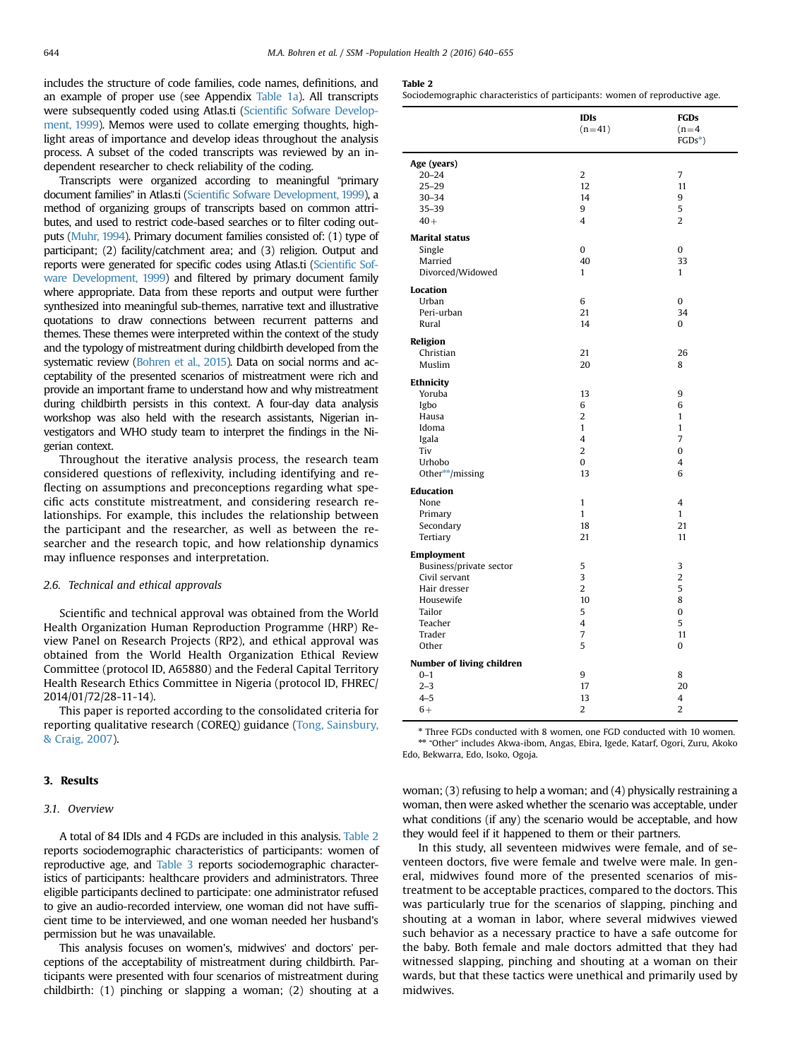includes the structure of code families, code names, definitions, and an example of proper use (see Appendix Table 1a). All transcripts were subsequently coded using Atlas.ti (Scientific Sofware Development, 1999). Memos were used to collate emerging thoughts, highlight areas of importance and develop ideas throughout the analysis process. A subset of the coded transcripts was reviewed by an independent researcher to check reliability of the coding.

Transcripts were organized according to meaningful "primary document families" in Atlas.ti (Scientific Sofware Development, 1999), a method of organizing groups of transcripts based on common attributes, and used to restrict code-based searches or to filter coding outputs (Muhr, 1994). Primary document families consisted of: (1) type of participant; (2) facility/catchment area; and (3) religion. Output and reports were generated for specific codes using Atlas.ti (Scientific Sofware Development, 1999) and filtered by primary document family where appropriate. Data from these reports and output were further synthesized into meaningful sub-themes, narrative text and illustrative quotations to draw connections between recurrent patterns and themes. These themes were interpreted within the context of the study and the typology of mistreatment during childbirth developed from the systematic review (Bohren et al., 2015). Data on social norms and acceptability of the presented scenarios of mistreatment were rich and provide an important frame to understand how and why mistreatment during childbirth persists in this context. A four-day data analysis workshop was also held with the research assistants, Nigerian investigators and WHO study team to interpret the findings in the Nigerian context.

Throughout the iterative analysis process, the research team considered questions of reflexivity, including identifying and reflecting on assumptions and preconceptions regarding what specific acts constitute mistreatment, and considering research relationships. For example, this includes the relationship between the participant and the researcher, as well as between the researcher and the research topic, and how relationship dynamics may influence responses and interpretation.

### 2.6. Technical and ethical approvals

Scientific and technical approval was obtained from the World Health Organization Human Reproduction Programme (HRP) Review Panel on Research Projects (RP2), and ethical approval was obtained from the World Health Organization Ethical Review Committee (protocol ID, A65880) and the Federal Capital Territory Health Research Ethics Committee in Nigeria (protocol ID, FHREC/2014/01/72/28-11-14).

This paper is reported according to the consolidated criteria for reporting qualitative research (COREQ) guidance (Tong, Sainsbury, & Craig, 2007).

## 3. Results

### 3.1. Overview

A total of 84 IDIs and 4 FGDs are included in this analysis. Table 2 reports sociodemographic characteristics of participants: women of reproductive age, and Table 3 reports sociodemographic characteristics of participants: healthcare providers and administrators. Three eligible participants declined to participate: one administrator refused to give an audio-recorded interview, one woman did not have sufficient time to be interviewed, and one woman needed her husband's permission but he was unavailable.

This analysis focuses on women's, midwives' and doctors' perceptions of the acceptability of mistreatment during childbirth. Participants were presented with four scenarios of mistreatment during childbirth: (1) pinching or slapping a woman; (2) shouting at a woman; (3) refusing to help a woman; and (4) physically restraining a woman, then were asked whether the scenario was acceptable, under what conditions (if any) the scenario would be acceptable, and how they would feel if it happened to them or their partners.

In this study, all seventeen midwives were female, and of seventeen doctors, five were female and twelve were male. In general, midwives found more of the presented scenarios of mistreatment to be acceptable practices, compared to the doctors. This was particularly true for the scenarios of slapping, pinching and shouting at a woman in labor, where several midwives viewed such behavior as a necessary practice to have a safe outcome for the baby. Both female and male doctors admitted that they had witnessed slapping, pinching and shouting at a woman on their wards, but that these tactics were unethical and primarily used by midwives.

**Table 2**
Sociodemographic characteristics of participants: women of reproductive age.

| | IDIs (n=41) | FGDs (n=4 FGDs*) |
|---|---|---|
| **Age (years)** | | |
| 20–24 | 2 | 7 |
| 25–29 | 12 | 11 |
| 30–34 | 14 | 9 |
| 35–39 | 9 | 5 |
| 40+ | 4 | 2 |
| **Marital status** | | |
| Single | 0 | 0 |
| Married | 40 | 33 |
| Divorced/Widowed | 1 | 1 |
| **Location** | | |
| Urban | 6 | 0 |
| Peri-urban | 21 | 34 |
| Rural | 14 | 0 |
| **Religion** | | |
| Christian | 21 | 26 |
| Muslim | 20 | 8 |
| **Ethnicity** | | |
| Yoruba | 13 | 9 |
| Igbo | 6 | 6 |
| Hausa | 2 | 1 |
| Idoma | 1 | 1 |
| Igala | 4 | 7 |
| Tiv | 2 | 0 |
| Urhobo | 0 | 4 |
| Other**/missing | 13 | 6 |
| **Education** | | |
| None | 1 | 4 |
| Primary | 1 | 1 |
| Secondary | 18 | 21 |
| Tertiary | 21 | 11 |
| **Employment** | | |
| Business/private sector | 5 | 3 |
| Civil servant | 3 | 2 |
| Hair dresser | 2 | 5 |
| Housewife | 10 | 8 |
| Tailor | 5 | 0 |
| Teacher | 4 | 5 |
| Trader | 7 | 11 |
| Other | 5 | 0 |
| **Number of living children** | | |
| 0–1 | 9 | 8 |
| 2–3 | 17 | 20 |
| 4–5 | 13 | 4 |
| 6+ | 2 | 2 |

* Three FGDs conducted with 8 women, one FGD conducted with 10 women.
** "Other" includes Akwa-ibom, Angas, Ebira, Igede, Kataf, Ogori, Zuru, Akoko Edo, Bekwarra, Edo, Isoko, Ogoja.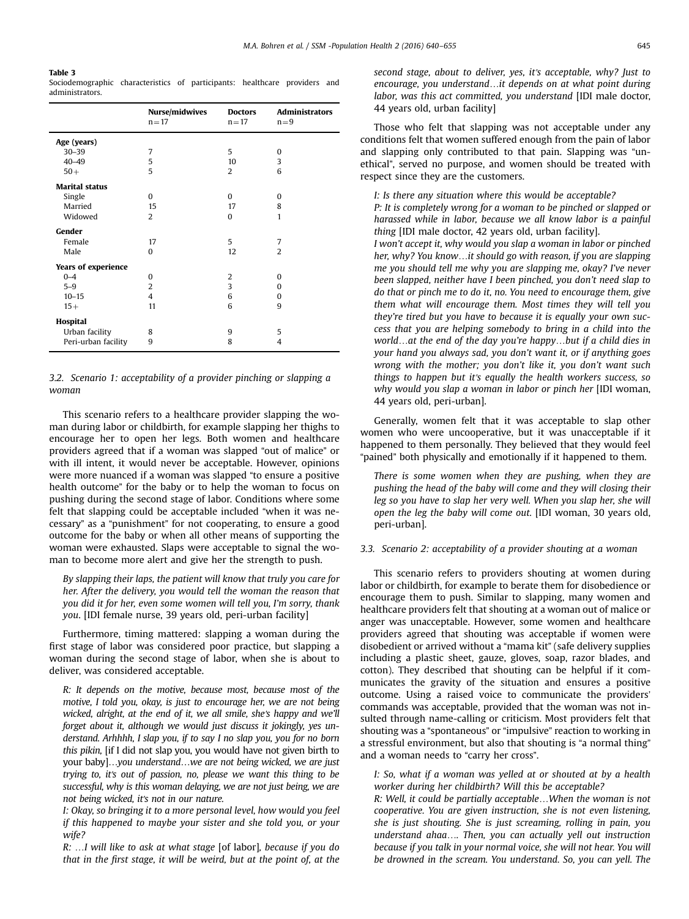**Table 3**
Sociodemographic characteristics of participants: healthcare providers and administrators.

| | Nurse/midwives n = 17 | Doctors n = 17 | Administrators n = 9 |
|---|---|---|---|
| **Age (years)** | | | |
| 30–39 | 7 | 5 | 0 |
| 40–49 | 5 | 10 | 3 |
| 50+ | 5 | 2 | 6 |
| **Marital status** | | | |
| Single | 0 | 0 | 0 |
| Married | 15 | 17 | 8 |
| Widowed | 2 | 0 | 1 |
| **Gender** | | | |
| Female | 17 | 5 | 7 |
| Male | 0 | 12 | 2 |
| **Years of experience** | | | |
| 0–4 | 0 | 2 | 0 |
| 5–9 | 2 | 3 | 0 |
| 10–15 | 4 | 6 | 0 |
| 15+ | 11 | 6 | 9 |
| **Hospital** | | | |
| Urban facility | 8 | 9 | 5 |
| Peri-urban facility | 9 | 8 | 4 |

### 3.2. Scenario 1: acceptability of a provider pinching or slapping a woman

This scenario refers to a healthcare provider slapping the woman during labor or childbirth, for example slapping her thighs to encourage her to open her legs. Both women and healthcare providers agreed that if a woman was slapped "out of malice" or with ill intent, it would never be acceptable. However, opinions were more nuanced if a woman was slapped "to ensure a positive health outcome" for the baby or to help the woman to focus on pushing during the second stage of labor. Conditions where some felt that slapping could be acceptable included "when it was necessary" as a "punishment" for not cooperating, to ensure a good outcome for the baby or when all other means of supporting the woman were exhausted. Slaps were acceptable to signal the woman to become more alert and give her the strength to push.

> *By slapping their laps, the patient will know that truly you care for her. After the delivery, you would tell the woman the reason that you did it for her, even some women will tell you, I'm sorry, thank you*. [IDI female nurse, 39 years old, peri-urban facility]

Furthermore, timing mattered: slapping a woman during the first stage of labor was considered poor practice, but slapping a woman during the second stage of labor, when she is about to deliver, was considered acceptable.

> *R: It depends on the motive, because most, because most of the motive, I told you, okay, is just to encourage her, we are not being wicked, alright, at the end of it, we all smile, she's happy and we'll forget about it, although we would just discuss it jokingly, yes understand. Arhhhh, I slap you, if to say I no slap you, you for no born this pikin,* [if I did not slap you, you would have not given birth to your baby]*…you understand…we are not being wicked, we are just trying to, it's out of passion, no, please we want this thing to be successful, why is this woman delaying, we are not just being, we are not being wicked, it's not in our nature.*
>
> *I: Okay, so bringing it to a more personal level, how would you feel if this happened to maybe your sister and she told you, or your wife?*
>
> *R: …I will like to ask at what stage* [of labor]*, because if you do that in the first stage, it will be weird, but at the point of, at the second stage, about to deliver, yes, it's acceptable, why? Just to encourage, you understand…it depends on at what point during labor, was this act committed, you understand* [IDI male doctor, 44 years old, urban facility]

Those who felt that slapping was not acceptable under any conditions felt that women suffered enough from the pain of labor and slapping only contributed to that pain. Slapping was "unethical", served no purpose, and women should be treated with respect since they are the customers.

> *I: Is there any situation where this would be acceptable?*
>
> *P: It is completely wrong for a woman to be pinched or slapped or harassed while in labor, because we all know labor is a painful thing* [IDI male doctor, 42 years old, urban facility].
>
> *I won't accept it, why would you slap a woman in labor or pinched her, why? You know…it should go with reason, if you are slapping me you should tell me why you are slapping me, okay? I've never been slapped, neither have I been pinched, you don't need slap to do that or pinch me to do it, no. You need to encourage them, give them what will encourage them. Most times they will tell you they're tired but you have to because it is equally your own success that you are helping somebody to bring in a child into the world…at the end of the day you're happy…but if a child dies in your hand you always sad, you don't want it, or if anything goes wrong with the mother; you don't like it, you don't want such things to happen but it's equally the health workers success, so why would you slap a woman in labor or pinch her* [IDI woman, 44 years old, peri-urban].

Generally, women felt that it was acceptable to slap other women who were uncooperative, but it was unacceptable if it happened to them personally. They believed that they would feel "pained" both physically and emotionally if it happened to them.

> *There is some women when they are pushing, when they are pushing the head of the baby will come and they will closing their leg so you have to slap her very well. When you slap her, she will open the leg the baby will come out.* [IDI woman, 30 years old, peri-urban].

### 3.3. Scenario 2: acceptability of a provider shouting at a woman

This scenario refers to providers shouting at women during labor or childbirth, for example to berate them for disobedience or encourage them to push. Similar to slapping, many women and healthcare providers felt that shouting at a woman out of malice or anger was unacceptable. However, some women and healthcare providers agreed that shouting was acceptable if women were disobedient or arrived without a "mama kit" (safe delivery supplies including a plastic sheet, gauze, gloves, soap, razor blades, and cotton). They described that shouting can be helpful if it communicates the gravity of the situation and ensures a positive outcome. Using a raised voice to communicate the providers' commands was acceptable, provided that the woman was not insulted through name-calling or criticism. Most providers felt that shouting was a "spontaneous" or "impulsive" reaction to working in a stressful environment, but also that shouting is "a normal thing" and a woman needs to "carry her cross".

> *I: So, what if a woman was yelled at or shouted at by a health worker during her childbirth? Will this be acceptable?*
>
> *R: Well, it could be partially acceptable…When the woman is not cooperative. You are given instruction, she is not even listening, she is just shouting. She is just screaming, rolling in pain, you understand ahaa…. Then, you can actually yell out instruction because if you talk in your normal voice, she will not hear. You will be drowned in the scream. You understand. So, you can yell. The*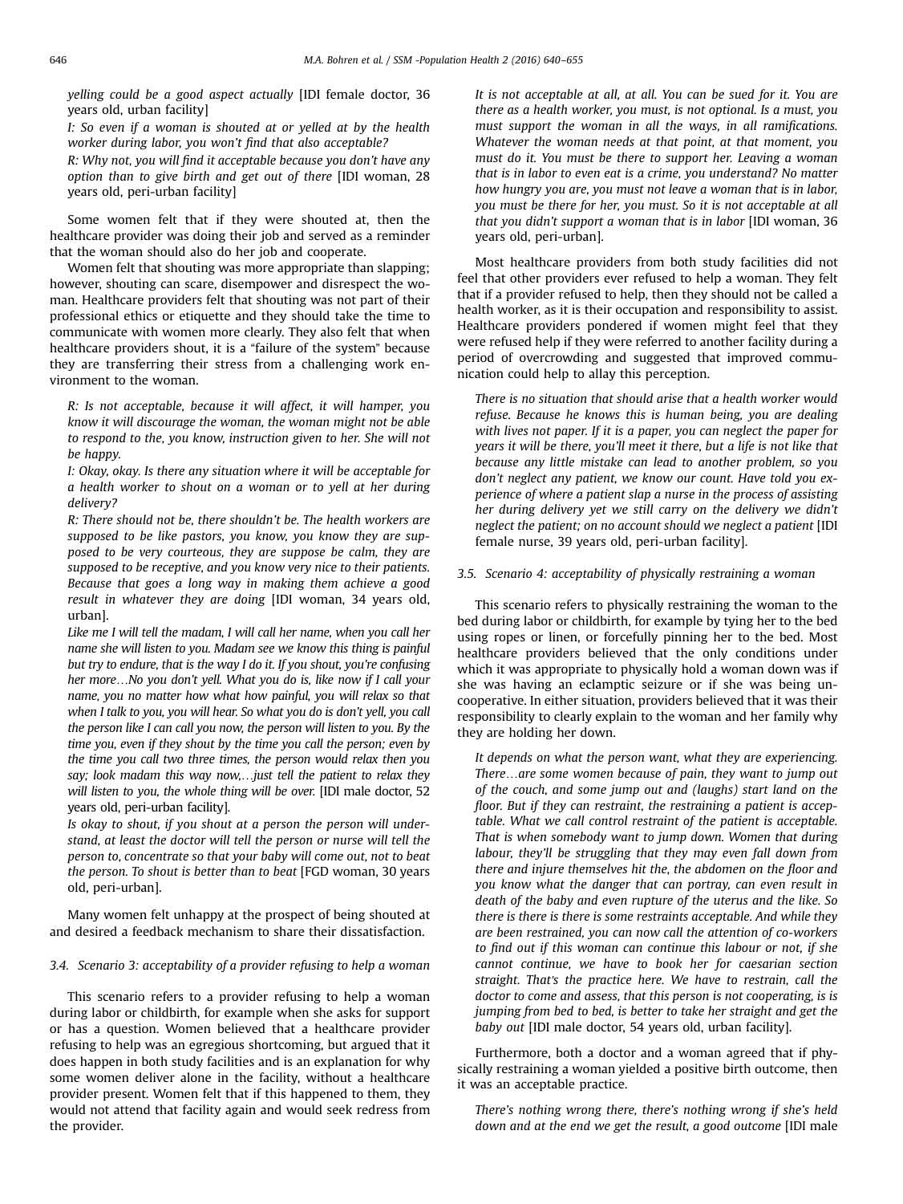*yelling could be a good aspect actually* [IDI female doctor, 36 years old, urban facility]

*I: So even if a woman is shouted at or yelled at by the health worker during labor, you won't find that also acceptable?*

*R: Why not, you will find it acceptable because you don't have any option than to give birth and get out of there* [IDI woman, 28 years old, peri-urban facility]

Some women felt that if they were shouted at, then the healthcare provider was doing their job and served as a reminder that the woman should also do her job and cooperate.

Women felt that shouting was more appropriate than slapping; however, shouting can scare, disempower and disrespect the woman. Healthcare providers felt that shouting was not part of their professional ethics or etiquette and they should take the time to communicate with women more clearly. They also felt that when healthcare providers shout, it is a "failure of the system" because they are transferring their stress from a challenging work environment to the woman.

*R: Is not acceptable, because it will affect, it will hamper, you know it will discourage the woman, the woman might not be able to respond to the, you know, instruction given to her. She will not be happy.*

*I: Okay, okay. Is there any situation where it will be acceptable for a health worker to shout on a woman or to yell at her during delivery?*

*R: There should not be, there shouldn't be. The health workers are supposed to be like pastors, you know, you know they are supposed to be very courteous, they are suppose be calm, they are supposed to be receptive, and you know very nice to their patients. Because that goes a long way in making them achieve a good result in whatever they are doing* [IDI woman, 34 years old, urban].

*Like me I will tell the madam, I will call her name, when you call her name she will listen to you. Madam see we know this thing is painful but try to endure, that is the way I do it. If you shout, you're confusing her more…No you don't yell. What you do is, like now if I call your name, you no matter how what how painful, you will relax so that when I talk to you, you will hear. So what you do is don't yell, you call the person like I can call you now, the person will listen to you. By the time you, even if they shout by the time you call the person; even by the time you call two three times, the person would relax then you say; look madam this way now,…just tell the patient to relax they will listen to you, the whole thing will be over.* [IDI male doctor, 52 years old, peri-urban facility].

*Is okay to shout, if you shout at a person the person will understand, at least the doctor will tell the person or nurse will tell the person to, concentrate so that your baby will come out, not to beat the person. To shout is better than to beat* [FGD woman, 30 years old, peri-urban].

Many women felt unhappy at the prospect of being shouted at and desired a feedback mechanism to share their dissatisfaction.

### 3.4. Scenario 3: acceptability of a provider refusing to help a woman

This scenario refers to a provider refusing to help a woman during labor or childbirth, for example when she asks for support or has a question. Women believed that a healthcare provider refusing to help was an egregious shortcoming, but argued that it does happen in both study facilities and is an explanation for why some women deliver alone in the facility, without a healthcare provider present. Women felt that if this happened to them, they would not attend that facility again and would seek redress from the provider.

*It is not acceptable at all, at all. You can be sued for it. You are there as a health worker, you must, is not optional. Is a must, you must support the woman in all the ways, in all ramifications. Whatever the woman needs at that point, at that moment, you must do it. You must be there to support her. Leaving a woman that is in labor to even eat is a crime, you understand? No matter how hungry you are, you must not leave a woman that is in labor, you must be there for her, you must. So it is not acceptable at all that you didn't support a woman that is in labor* [IDI woman, 36 years old, peri-urban].

Most healthcare providers from both study facilities did not feel that other providers ever refused to help a woman. They felt that if a provider refused to help, then they should not be called a health worker, as it is their occupation and responsibility to assist. Healthcare providers pondered if women might feel that they were refused help if they were referred to another facility during a period of overcrowding and suggested that improved communication could help to allay this perception.

*There is no situation that should arise that a health worker would refuse. Because he knows this is human being, you are dealing with lives not paper. If it is a paper, you can neglect the paper for years it will be there, you'll meet it there, but a life is not like that because any little mistake can lead to another problem, so you don't neglect any patient, we know our count. Have told you experience of where a patient slap a nurse in the process of assisting her during delivery yet we still carry on the delivery we didn't neglect the patient; on no account should we neglect a patient* [IDI female nurse, 39 years old, peri-urban facility].

### 3.5. Scenario 4: acceptability of physically restraining a woman

This scenario refers to physically restraining the woman to the bed during labor or childbirth, for example by tying her to the bed using ropes or linen, or forcefully pinning her to the bed. Most healthcare providers believed that the only conditions under which it was appropriate to physically hold a woman down was if she was having an eclamptic seizure or if she was being uncooperative. In either situation, providers believed that it was their responsibility to clearly explain to the woman and her family why they are holding her down.

*It depends on what the person want, what they are experiencing. There…are some women because of pain, they want to jump out of the couch, and some jump out and (laughs) start land on the floor. But if they can restraint, the restraining a patient is acceptable. What we call control restraint of the patient is acceptable. That is when somebody want to jump down. Women that during labour, they'll be struggling that they may even fall down from there and injure themselves hit the, the abdomen on the floor and you know what the danger that can portray, can even result in death of the baby and even rupture of the uterus and the like. So there is there is there is some restraints acceptable. And while they are been restrained, you can now call the attention of co-workers to find out if this woman can continue this labour or not, if she cannot continue, we have to book her for caesarian section straight. That's the practice here. We have to restrain, call the doctor to come and assess, that this person is not cooperating, is is jumping from bed to bed, is better to take her straight and get the baby out* [IDI male doctor, 54 years old, urban facility].

Furthermore, both a doctor and a woman agreed that if physically restraining a woman yielded a positive birth outcome, then it was an acceptable practice.

*There's nothing wrong there, there's nothing wrong if she's held down and at the end we get the result, a good outcome* [IDI male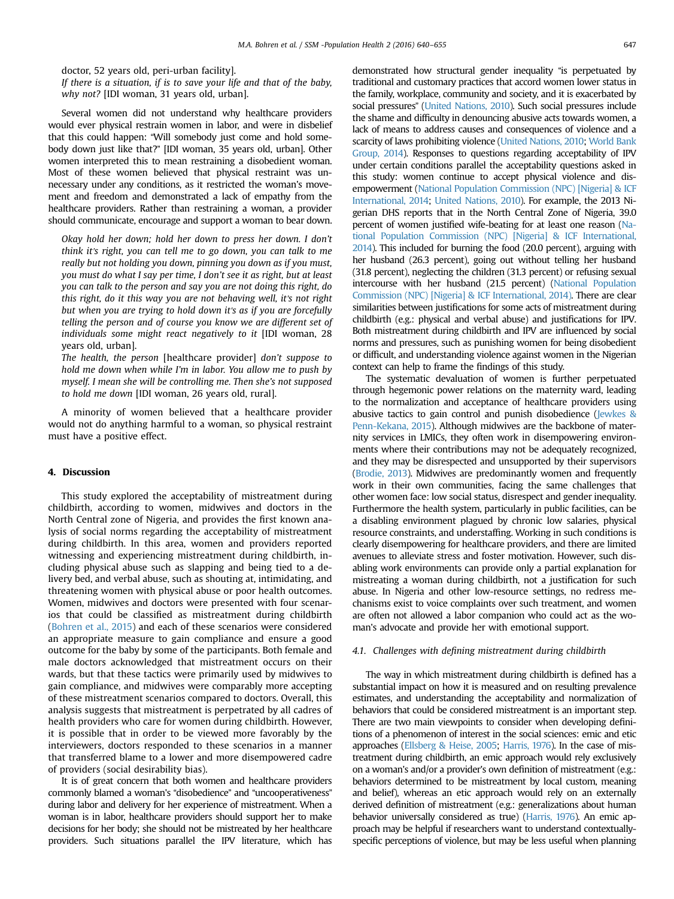doctor, 52 years old, peri-urban facility].

*If there is a situation, if is to save your life and that of the baby, why not?* [IDI woman, 31 years old, urban].

Several women did not understand why healthcare providers would ever physical restrain women in labor, and were in disbelief that this could happen: "Will somebody just come and hold somebody down just like that?" [IDI woman, 35 years old, urban]. Other women interpreted this to mean restraining a disobedient woman. Most of these women believed that physical restraint was unnecessary under any conditions, as it restricted the woman's movement and freedom and demonstrated a lack of empathy from the healthcare providers. Rather than restraining a woman, a provider should communicate, encourage and support a woman to bear down.

*Okay hold her down; hold her down to press her down. I don't think it's right, you can tell me to go down, you can talk to me really but not holding you down, pinning you down as if you must, you must do what I say per time, I don't see it as right, but at least you can talk to the person and say you are not doing this right, do this right, do it this way you are not behaving well, it's not right but when you are trying to hold down it's as if you are forcefully telling the person and of course you know we are different set of individuals some might react negatively to it* [IDI woman, 28 years old, urban].

*The health, the person* [healthcare provider] *don't suppose to hold me down when while I'm in labor. You allow me to push by myself. I mean she will be controlling me. Then she's not supposed to hold me down* [IDI woman, 26 years old, rural].

A minority of women believed that a healthcare provider would not do anything harmful to a woman, so physical restraint must have a positive effect.

## 4. Discussion

This study explored the acceptability of mistreatment during childbirth, according to women, midwives and doctors in the North Central zone of Nigeria, and provides the first known analysis of social norms regarding the acceptability of mistreatment during childbirth. In this area, women and providers reported witnessing and experiencing mistreatment during childbirth, including physical abuse such as slapping and being tied to a delivery bed, and verbal abuse, such as shouting at, intimidating, and threatening women with physical abuse or poor health outcomes. Women, midwives and doctors were presented with four scenarios that could be classified as mistreatment during childbirth (Bohren et al., 2015) and each of these scenarios were considered an appropriate measure to gain compliance and ensure a good outcome for the baby by some of the participants. Both female and male doctors acknowledged that mistreatment occurs on their wards, but that these tactics were primarily used by midwives to gain compliance, and midwives were comparably more accepting of these mistreatment scenarios compared to doctors. Overall, this analysis suggests that mistreatment is perpetrated by all cadres of health providers who care for women during childbirth. However, it is possible that in order to be viewed more favorably by the interviewers, doctors responded to these scenarios in a manner that transferred blame to a lower and more disempowered cadre of providers (social desirability bias).

It is of great concern that both women and healthcare providers commonly blamed a woman's "disobedience" and "uncooperativeness" during labor and delivery for her experience of mistreatment. When a woman is in labor, healthcare providers should support her to make decisions for her body; she should not be mistreated by her healthcare providers. Such situations parallel the IPV literature, which has demonstrated how structural gender inequality "is perpetuated by traditional and customary practices that accord women lower status in the family, workplace, community and society, and it is exacerbated by social pressures" (United Nations, 2010). Such social pressures include the shame and difficulty in denouncing abusive acts towards women, a lack of means to address causes and consequences of violence and a scarcity of laws prohibiting violence (United Nations, 2010; World Bank Group, 2014). Responses to questions regarding acceptability of IPV under certain conditions parallel the acceptability questions asked in this study: women continue to accept physical violence and disempowerment (National Population Commission (NPC) [Nigeria] & ICF International, 2014; United Nations, 2010). For example, the 2013 Nigerian DHS reports that in the North Central Zone of Nigeria, 39.0 percent of women justified wife-beating for at least one reason (National Population Commission (NPC) [Nigeria] & ICF International, 2014). This included for burning the food (20.0 percent), arguing with her husband (26.3 percent), going out without telling her husband (31.8 percent), neglecting the children (31.3 percent) or refusing sexual intercourse with her husband (21.5 percent) (National Population Commission (NPC) [Nigeria] & ICF International, 2014). There are clear similarities between justifications for some acts of mistreatment during childbirth (e.g.: physical and verbal abuse) and justifications for IPV. Both mistreatment during childbirth and IPV are influenced by social norms and pressures, such as punishing women for being disobedient or difficult, and understanding violence against women in the Nigerian context can help to frame the findings of this study.

The systematic devaluation of women is further perpetuated through hegemonic power relations on the maternity ward, leading to the normalization and acceptance of healthcare providers using abusive tactics to gain control and punish disobedience (Jewkes & Penn-Kekana, 2015). Although midwives are the backbone of maternity services in LMICs, they often work in disempowering environments where their contributions may not be adequately recognized, and they may be disrespected and unsupported by their supervisors (Brodie, 2013). Midwives are predominantly women and frequently work in their own communities, facing the same challenges that other women face: low social status, disrespect and gender inequality. Furthermore the health system, particularly in public facilities, can be a disabling environment plagued by chronic low salaries, physical resource constraints, and understaffing. Working in such conditions is clearly disempowering for healthcare providers, and there are limited avenues to alleviate stress and foster motivation. However, such disabling work environments can provide only a partial explanation for mistreating a woman during childbirth, not a justification for such abuse. In Nigeria and other low-resource settings, no redress mechanisms exist to voice complaints over such treatment, and women are often not allowed a labor companion who could act as the woman's advocate and provide her with emotional support.

### 4.1. Challenges with defining mistreatment during childbirth

The way in which mistreatment during childbirth is defined has a substantial impact on how it is measured and on resulting prevalence estimates, and understanding the acceptability and normalization of behaviors that could be considered mistreatment is an important step. There are two main viewpoints to consider when developing definitions of a phenomenon of interest in the social sciences: emic and etic approaches (Ellsberg & Heise, 2005; Harris, 1976). In the case of mistreatment during childbirth, an emic approach would rely exclusively on a woman's and/or a provider's own definition of mistreatment (e.g.: behaviors determined to be mistreatment by local custom, meaning and belief), whereas an etic approach would rely on an externally derived definition of mistreatment (e.g.: generalizations about human behavior universally considered as true) (Harris, 1976). An emic approach may be helpful if researchers want to understand contextually-specific perceptions of violence, but may be less useful when planning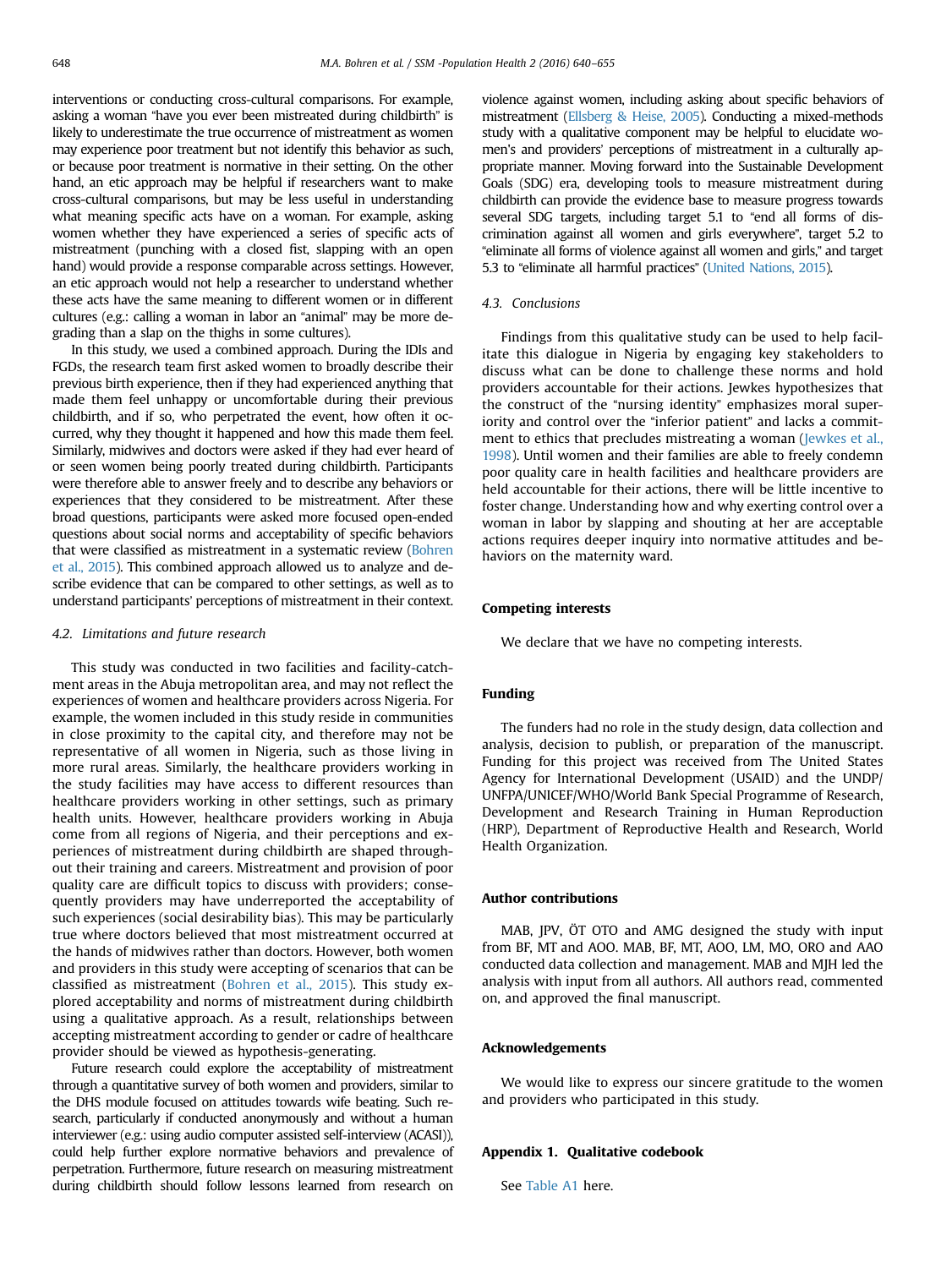interventions or conducting cross-cultural comparisons. For example, asking a woman "have you ever been mistreated during childbirth" is likely to underestimate the true occurrence of mistreatment as women may experience poor treatment but not identify this behavior as such, or because poor treatment is normative in their setting. On the other hand, an etic approach may be helpful if researchers want to make cross-cultural comparisons, but may be less useful in understanding what meaning specific acts have on a woman. For example, asking women whether they have experienced a series of specific acts of mistreatment (punching with a closed fist, slapping with an open hand) would provide a response comparable across settings. However, an etic approach would not help a researcher to understand whether these acts have the same meaning to different women or in different cultures (e.g.: calling a woman in labor an "animal" may be more degrading than a slap on the thighs in some cultures).

In this study, we used a combined approach. During the IDIs and FGDs, the research team first asked women to broadly describe their previous birth experience, then if they had experienced anything that made them feel unhappy or uncomfortable during their previous childbirth, and if so, who perpetrated the event, how often it occurred, why they thought it happened and how this made them feel. Similarly, midwives and doctors were asked if they had ever heard of or seen women being poorly treated during childbirth. Participants were therefore able to answer freely and to describe any behaviors or experiences that they considered to be mistreatment. After these broad questions, participants were asked more focused open-ended questions about social norms and acceptability of specific behaviors that were classified as mistreatment in a systematic review (Bohren et al., 2015). This combined approach allowed us to analyze and describe evidence that can be compared to other settings, as well as to understand participants' perceptions of mistreatment in their context.

### 4.2. Limitations and future research

This study was conducted in two facilities and facility-catchment areas in the Abuja metropolitan area, and may not reflect the experiences of women and healthcare providers across Nigeria. For example, the women included in this study reside in communities in close proximity to the capital city, and therefore may not be representative of all women in Nigeria, such as those living in more rural areas. Similarly, the healthcare providers working in the study facilities may have access to different resources than healthcare providers working in other settings, such as primary health units. However, healthcare providers working in Abuja come from all regions of Nigeria, and their perceptions and experiences of mistreatment during childbirth are shaped throughout their training and careers. Mistreatment and provision of poor quality care are difficult topics to discuss with providers; consequently providers may have underreported the acceptability of such experiences (social desirability bias). This may be particularly true where doctors believed that most mistreatment occurred at the hands of midwives rather than doctors. However, both women and providers in this study were accepting of scenarios that can be classified as mistreatment (Bohren et al., 2015). This study explored acceptability and norms of mistreatment during childbirth using a qualitative approach. As a result, relationships between accepting mistreatment according to gender or cadre of healthcare provider should be viewed as hypothesis-generating.

Future research could explore the acceptability of mistreatment through a quantitative survey of both women and providers, similar to the DHS module focused on attitudes towards wife beating. Such research, particularly if conducted anonymously and without a human interviewer (e.g.: using audio computer assisted self-interview (ACASI)), could help further explore normative behaviors and prevalence of perpetration. Furthermore, future research on measuring mistreatment during childbirth should follow lessons learned from research on violence against women, including asking about specific behaviors of mistreatment (Ellsberg & Heise, 2005). Conducting a mixed-methods study with a qualitative component may be helpful to elucidate women's and providers' perceptions of mistreatment in a culturally appropriate manner. Moving forward into the Sustainable Development Goals (SDG) era, developing tools to measure mistreatment during childbirth can provide the evidence base to measure progress towards several SDG targets, including target 5.1 to "end all forms of discrimination against all women and girls everywhere", target 5.2 to "eliminate all forms of violence against all women and girls," and target 5.3 to "eliminate all harmful practices" (United Nations, 2015).

### 4.3. Conclusions

Findings from this qualitative study can be used to help facilitate this dialogue in Nigeria by engaging key stakeholders to discuss what can be done to challenge these norms and hold providers accountable for their actions. Jewkes hypothesizes that the construct of the "nursing identity" emphasizes moral superiority and control over the "inferior patient" and lacks a commitment to ethics that precludes mistreating a woman (Jewkes et al., 1998). Until women and their families are able to freely condemn poor quality care in health facilities and healthcare providers are held accountable for their actions, there will be little incentive to foster change. Understanding how and why exerting control over a woman in labor by slapping and shouting at her are acceptable actions requires deeper inquiry into normative attitudes and behaviors on the maternity ward.

## Competing interests

We declare that we have no competing interests.

## Funding

The funders had no role in the study design, data collection and analysis, decision to publish, or preparation of the manuscript. Funding for this project was received from The United States Agency for International Development (USAID) and the UNDP/UNFPA/UNICEF/WHO/World Bank Special Programme of Research, Development and Research Training in Human Reproduction (HRP), Department of Reproductive Health and Research, World Health Organization.

## Author contributions

MAB, JPV, ÖT OTO and AMG designed the study with input from BF, MT and AOO. MAB, BF, MT, AOO, LM, MO, ORO and AAO conducted data collection and management. MAB and MJH led the analysis with input from all authors. All authors read, commented on, and approved the final manuscript.

## Acknowledgements

We would like to express our sincere gratitude to the women and providers who participated in this study.

## Appendix 1. Qualitative codebook

See Table A1 here.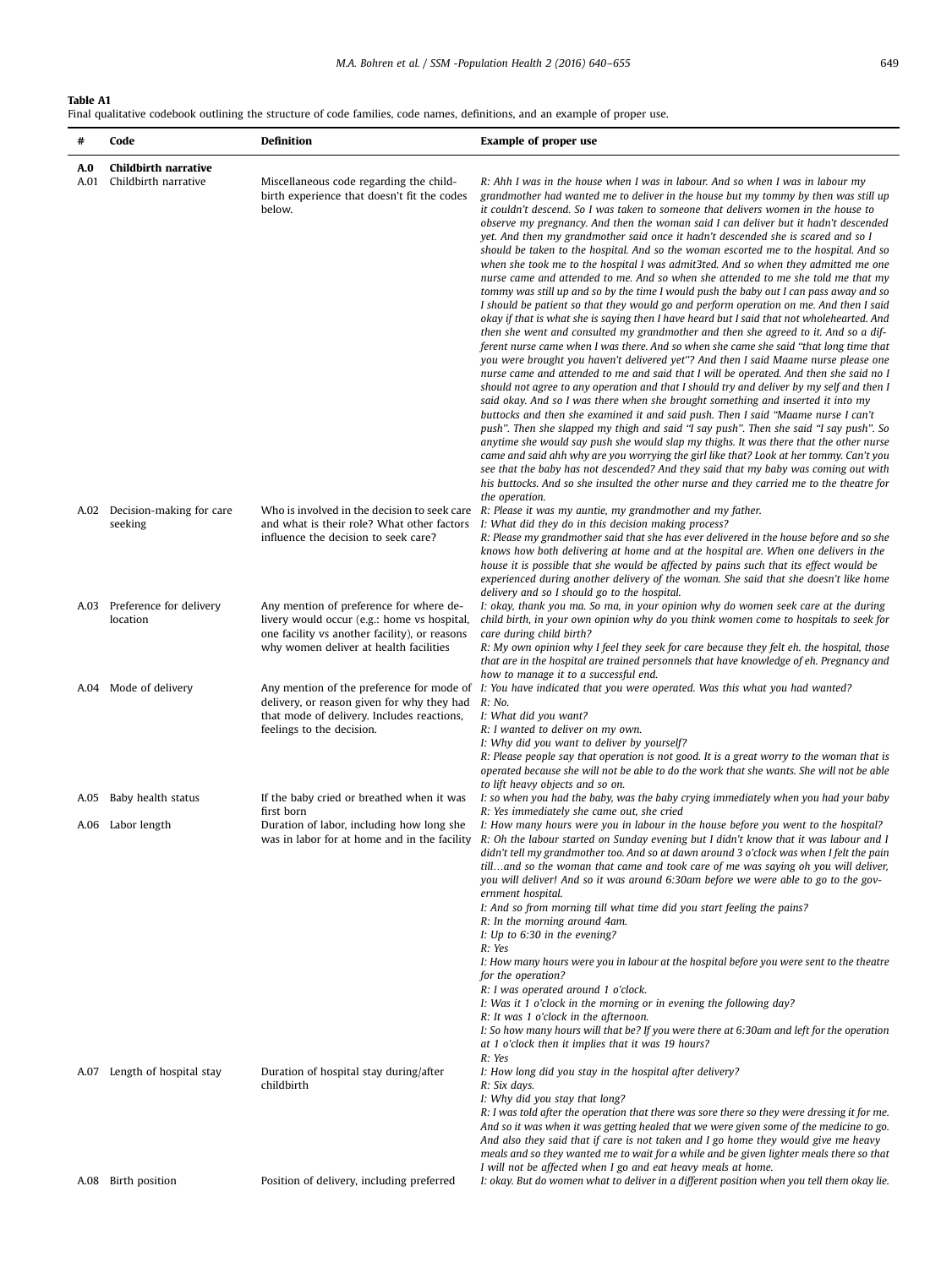**Table A1**
Final qualitative codebook outlining the structure of code families, code names, definitions, and an example of proper use.

| # | Code | Definition | Example of proper use |
|---|---|---|---|
| **A.0** | **Childbirth narrative** | | |
| A.01 | Childbirth narrative | Miscellaneous code regarding the childbirth experience that doesn't fit the codes below. | *R: Ahh I was in the house when I was in labour. And so when I was in labour my grandmother had wanted me to deliver in the house but my tommy by then was still up it couldn't descend. So I was taken to someone that delivers women in the house to observe my pregnancy. And then the woman said I can deliver but it hadn't descended yet. And then my grandmother said once it hadn't descended she is scared and so I should be taken to the hospital. And so the woman escorted me to the hospital. And so when she took me to the hospital I was admit3ted. And so when they admitted me one nurse came and attended to me. And so when she attended to me she told me that my tommy was still up and so by the time I would push the baby out I can pass away and so I should be patient so that they would go and perform operation on me. And then I said okay if that is what she is saying then I have heard but I said that not wholehearted. And then she went and consulted my grandmother and then she agreed to it. And so a different nurse came when I was there. And so when she came she said "that long time that you were brought you haven't delivered yet"? And then I said Maame nurse please one nurse came and attended to me and said that I will be operated. And then she said no I should not agree to any operation and that I should try and deliver by my self and then I said okay. And so I was there when she brought something and inserted it into my buttocks and then she examined it and said push. Then I said "Maame nurse I can't push". Then she slapped my thigh and said "I say push". Then she said "I say push". So anytime she would say push she would slap my thighs. It was there that the other nurse came and said ahh why are you worrying the girl like that? Look at her tommy. Can't you see that the baby has not descended? And they said that my baby was coming out with his buttocks. And so she insulted the other nurse and they carried me to the theatre for the operation.* |
| A.02 | Decision-making for care seeking | Who is involved in the decision to seek care and what is their role? What other factors influence the decision to seek care? | *R: Please it was my auntie, my grandmother and my father.*<br>*I: What did they do in this decision making process?*<br>*R: Please my grandmother said that she has ever delivered in the house before and so she knows how both delivering at home and at the hospital are. When one delivers in the house it is possible that she would be affected by pains such that its effect would be experienced during another delivery of the woman. She said that she doesn't like home delivery and so I should go to the hospital.* |
| A.03 | Preference for delivery location | Any mention of preference for where delivery would occur (e.g.: home vs hospital, one facility vs another facility), or reasons why women deliver at health facilities | *I: okay, thank you ma. So ma, in your opinion why do women seek care at the during child birth, in your own opinion why do you think women come to hospitals to seek for care during child birth?*<br>*R: My own opinion why I feel they seek for care because they felt eh. the hospital, those that are in the hospital are trained personnels that have knowledge of eh. Pregnancy and how to manage it to a successful end.* |
| A.04 | Mode of delivery | Any mention of the preference for mode of delivery, or reason given for why they had that mode of delivery. Includes reactions, feelings to the decision. | *I: You have indicated that you were operated. Was this what you had wanted?*<br>*R: No.*<br>*I: What did you want?*<br>*R: I wanted to deliver on my own.*<br>*I: Why did you want to deliver by yourself?*<br>*R: Please people say that operation is not good. It is a great worry to the woman that is operated because she will not be able to do the work that she wants. She will not be able to lift heavy objects and so on.* |
| A.05 | Baby health status | If the baby cried or breathed when it was first born | *I: so when you had the baby, was the baby crying immediately when you had your baby*<br>*R: Yes immediately she came out, she cried* |
| A.06 | Labor length | Duration of labor, including how long she was in labor for at home and in the facility | *I: How many hours were you in labour in the house before you went to the hospital?*<br>*R: Oh the labour started on Sunday evening but I didn't know that it was labour and I didn't tell my grandmother too. And so at dawn around 3 o'clock was when I felt the pain till…and so the woman that came and took care of me was saying oh you will deliver, you will deliver! And so it was around 6:30am before we were able to go to the government hospital.*<br>*I: And so from morning till what time did you start feeling the pains?*<br>*R: In the morning around 4am.*<br>*I: Up to 6:30 in the evening?*<br>*R: Yes*<br>*I: How many hours were you in labour at the hospital before you were sent to the theatre for the operation?*<br>*R: I was operated around 1 o'clock.*<br>*I: Was it 1 o'clock in the morning or in evening the following day?*<br>*R: It was 1 o'clock in the afternoon.*<br>*I: So how many hours will that be? If you were there at 6:30am and left for the operation at 1 o'clock then it implies that it was 19 hours?*<br>*R: Yes* |
| A.07 | Length of hospital stay | Duration of hospital stay during/after childbirth | *I: How long did you stay in the hospital after delivery?*<br>*R: Six days.*<br>*I: Why did you stay that long?*<br>*R: I was told after the operation that there was sore there so they were dressing it for me. And so it was when it was getting healed that we were given some of the medicine to go. And also they said that if care is not taken and I go home they would give me heavy meals and so they wanted me to wait for a while and be given lighter meals there so that I will not be affected when I go and eat heavy meals at home.* |
| A.08 | Birth position | Position of delivery, including preferred | *I: okay. But do women what to deliver in a different position when you tell them okay lie.* |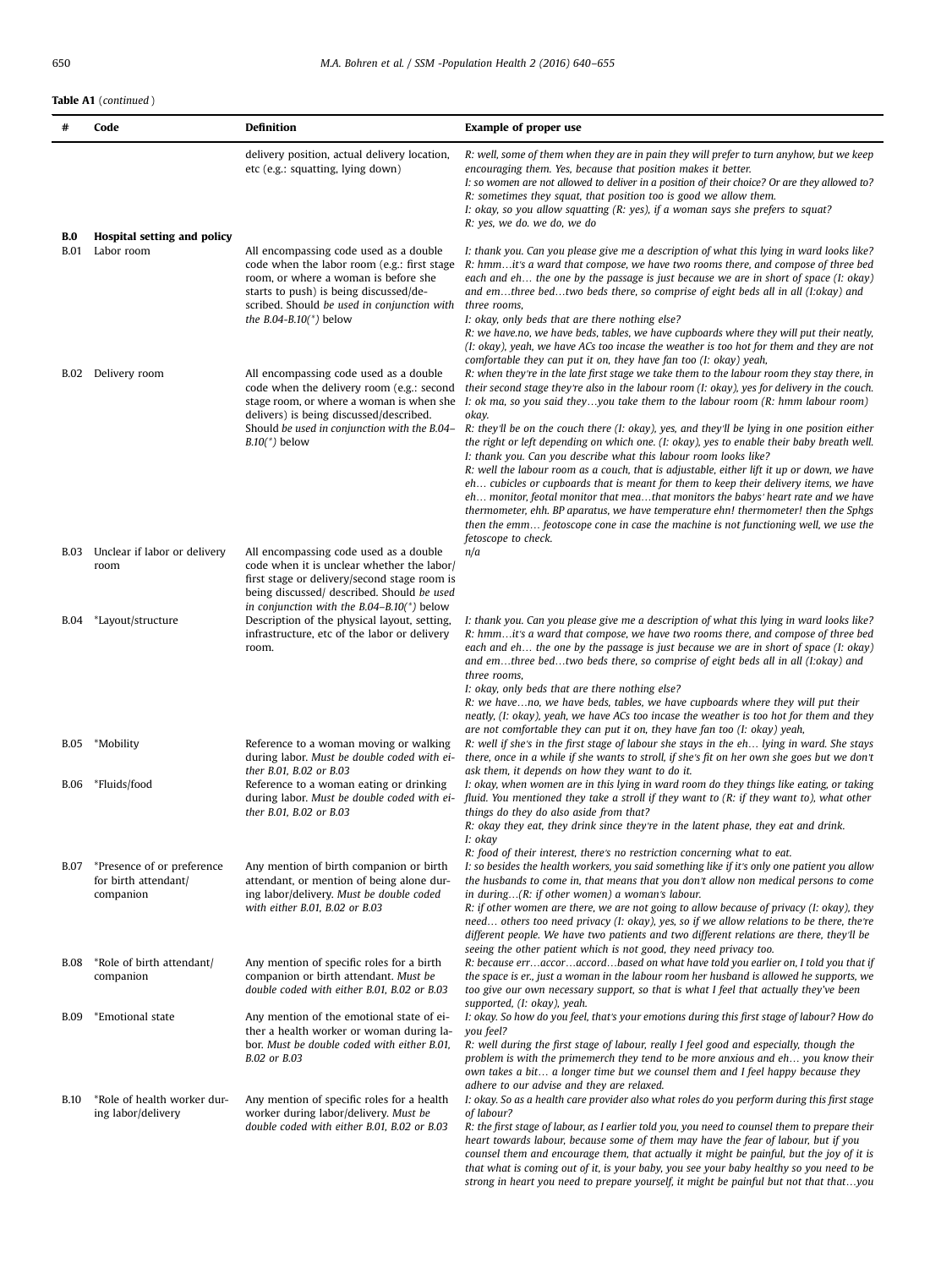**Table A1** (*continued*)

| # | Code | Definition | Example of proper use |
|---|---|---|---|
| | | delivery position, actual delivery location, etc (e.g.: squatting, lying down) | *R: well, some of them when they are in pain they will prefer to turn anyhow, but we keep encouraging them. Yes, because that position makes it better.* *I: so women are not allowed to deliver in a position of their choice? Or are they allowed to?* *R: sometimes they squat, that position too is good we allow them.* *I: okay, so you allow squatting (R: yes), if a woman says she prefers to squat?* *R: yes, we do. we do, we do* |
| **B.0** | **Hospital setting and policy** | | |
| B.01 | Labor room | All encompassing code used as a double code when the labor room (e.g.: first stage room, or where a woman is before she starts to push) is being discussed/described. Should *be used in conjunction with the B.04-B.10(*) below* | *I: thank you. Can you please give me a description of what this lying in ward looks like?* *R: hmm…it's a ward that compose, we have two rooms there, and compose of three bed each and eh… the one by the passage is just because we are in short of space (I: okay) and em…three bed…two beds there, so comprise of eight beds all in all (I:okay) and three rooms,* *I: okay, only beds that are there nothing else?* *R: we have.no, we have beds, tables, we have cupboards where they will put their neatly, (I: okay), yeah, we have ACs too incase the weather is too hot for them and they are not comfortable they can put it on, they have fan too (I: okay) yeah,* |
| B.02 | Delivery room | All encompassing code used as a double code when the delivery room (e.g.: second stage room, or where a woman is when she delivers) is being discussed/described. Should *be used in conjunction with the B.04–B.10(*) below* | *R: when they're in the late first stage we take them to the labour room they stay there, in their second stage they're also in the labour room (I: okay), yes for delivery in the couch.* *I: ok ma, so you said they…you take them to the labour room (R: hmm labour room) okay.* *R: they'll be on the couch there (I: okay), yes, and they'll be lying in one position either the right or left depending on which one. (I: okay), yes to enable their baby breath well.* *I: thank you. Can you describe what this labour room looks like?* *R: well the labour room as a couch, that is adjustable, either lift it up or down, we have eh… cubicles or cupboards that is meant for them to keep their delivery items, we have eh… monitor, feotal monitor that mea…that monitors the babys' heart rate and we have thermometer, ehh. BP aparatus, we have temperature ehn! thermometer! then the Sphgs then the emm… feotoscope cone in case the machine is not functioning well, we use the fetoscope to check.* |
| B.03 | Unclear if labor or delivery room | All encompassing code used as a double code when it is unclear whether the labor/first stage or delivery/second stage room is being discussed/ described. Should *be used in conjunction with the B.04–B.10(*) below* | *n/a* |
| B.04 | *Layout/structure | Description of the physical layout, setting, infrastructure, etc of the labor or delivery room. | *I: thank you. Can you please give me a description of what this lying in ward looks like?* *R: hmm…it's a ward that compose, we have two rooms there, and compose of three bed each and eh… the one by the passage is just because we are in short of space (I: okay) and em…three bed…two beds there, so comprise of eight beds all in all (I:okay) and three rooms,* *I: okay, only beds that are there nothing else?* *R: we have…no, we have beds, tables, we have cupboards where they will put their neatly, (I: okay), yeah, we have ACs too incase the weather is too hot for them and they are not comfortable they can put it on, they have fan too (I: okay) yeah,* |
| B.05 | *Mobility | Reference to a woman moving or walking during labor. *Must be double coded with either B.01, B.02 or B.03* | *R: well if she's in the first stage of labour she stays in the eh… lying in ward. She stays there, once in a while if she wants to stroll, if she's fit on her own she goes but we don't ask them, it depends on how they want to do it.* |
| B.06 | *Fluids/food | Reference to a woman eating or drinking during labor. *Must be double coded with either B.01, B.02 or B.03* | *I: okay, when women are in this lying in ward room do they things like eating, or taking fluid. You mentioned they take a stroll if they want to (R: if they want to), what other things do they do also aside from that?* *R: okay they eat, they drink since they're in the latent phase, they eat and drink.* *I: okay* *R: food of their interest, there's no restriction concerning what to eat.* |
| B.07 | *Presence of or preference for birth attendant/ companion | Any mention of birth companion or birth attendant, or mention of being alone during labor/delivery. *Must be double coded with either B.01, B.02 or B.03* | *I: so besides the health workers, you said something like if it's only one patient you allow the husbands to come in, that means that you don't allow non medical persons to come in during…(R: if other women) a woman's labour.* *R: if other women are there, we are not going to allow because of privacy (I: okay), they need… others too need privacy (I: okay), yes, so if we allow relations to be there, the're different people. We have two patients and two different relations are there, they'll be seeing the other patient which is not good, they need privacy too.* |
| B.08 | *Role of birth attendant/ companion | Any mention of specific roles for a birth companion or birth attendant. *Must be double coded with either B.01, B.02 or B.03* | *R: because err…accor…accord…based on what have told you earlier on, I told you that if the space is er., just a woman in the labour room her husband is allowed he supports, we too give our own necessary support, so that is what I feel that actually they've been supported, (I: okay), yeah.* |
| B.09 | *Emotional state | Any mention of the emotional state of either a health worker or woman during labor. *Must be double coded with either B.01, B.02 or B.03* | *I: okay. So how do you feel, that's your emotions during this first stage of labour? How do you feel?* *R: well during the first stage of labour, really I feel good and especially, though the problem is with the primemerch they tend to be more anxious and eh… you know their own takes a bit… a longer time but we counsel them and I feel happy because they adhere to our advise and they are relaxed.* |
| B.10 | *Role of health worker during labor/delivery | Any mention of specific roles for a health worker during labor/delivery. *Must be double coded with either B.01, B.02 or B.03* | *I: okay. So as a health care provider also what roles do you perform during this first stage of labour?* *R: the first stage of labour, as I earlier told you, you need to counsel them to prepare their heart towards labour, because some of them may have the fear of labour, but if you counsel them and encourage them, that actually it might be painful, but the joy of it is that what is coming out of it, is your baby, you see your baby healthy so you need to be strong in heart you need to prepare yourself, it might be painful but not that that…you* |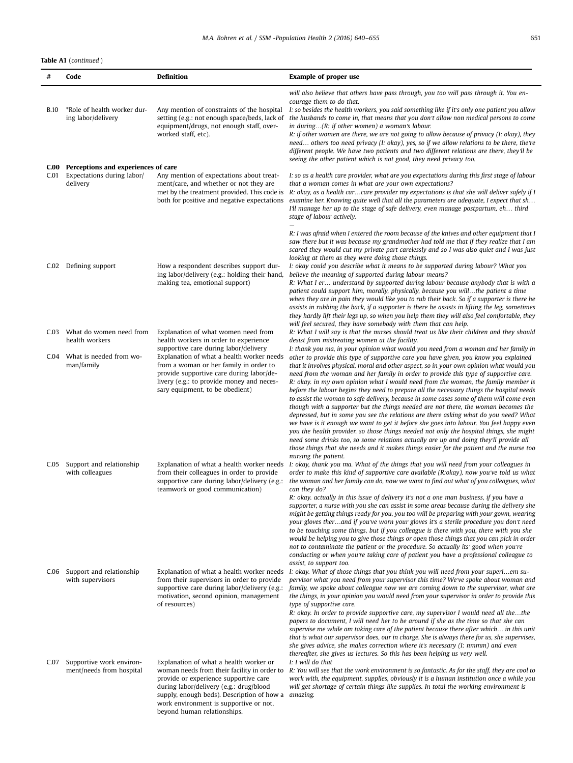**Table A1** (*continued*)

| # | Code | Definition | Example of proper use |
|---|---|---|---|
| | | | *will also believe that others have pass through, you too will pass through it. You encourage them to do that.* |
| B.10 | *Role of health worker during labor/delivery | Any mention of constraints of the hospital setting (e.g.: not enough space/beds, lack of equipment/drugs, not enough staff, overworked staff, etc). | *I: so besides the health workers, you said something like if it's only one patient you allow the husbands to come in, that means that you don't allow non medical persons to come in during…(R: if other women) a woman's labour.* *R: if other women are there, we are not going to allow because of privacy (I: okay), they need… others too need privacy (I: okay), yes, so if we allow relations to be there, the're different people. We have two patients and two different relations are there, they'll be seeing the other patient which is not good, they need privacy too.* |
| **C.00** | **Perceptions and experiences of care** | | |
| C.01 | Expectations during labor/delivery | Any mention of expectations about treatment/care, and whether or not they are met by the treatment provided. This code is both for positive and negative expectations | *I: so as a health care provider, what are you expectations during this first stage of labour that a woman comes in what are your own expectations?* *R: okay, as a health car…care provider my expectations is that she will deliver safely if I examine her. Knowing quite well that all the parameters are adequate, I expect that sh… I'll manage her up to the stage of safe delivery, even manage postpartum, eh… third stage of labour actively.* — *R: I was afraid when I entered the room because of the knives and other equipment that I saw there but it was because my grandmother had told me that if they realize that I am scared they would cut my private part carelessly and so I was also quiet and I was just looking at them as they were doing those things.* |
| C.02 | Defining support | How a respondent describes support during labor/delivery (e.g.: holding their hand, making tea, emotional support) | *I: okay could you describe what it means to be supported during labour? What you believe the meaning of supported during labour means?* *R: What I er… understand by supported during labour because anybody that is with a patient could support him, morally, physically, because you will…the patient a time when they are in pain they would like you to rub their back. So if a supporter is there he assists in rubbing the back, if a supporter is there he assists in lifting the leg, sometimes they hardly lift their legs up, so when you help them they will also feel comfortable, they will feel secured, they have somebody with them that can help.* |
| C.03 | What do women need from health workers | Explanation of what women need from health workers in order to experience supportive care during labor/delivery | *R: What I will say is that the nurses should treat us like their children and they should desist from mistreating women at the facility.* |
| C.04 | What is needed from woman/family | Explanation of what a health worker needs from a woman or her family in order to provide supportive care during labor/delivery (e.g.: to provide money and necessary equipment, to be obedient) | *I: thank you ma, in your opinion what would you need from a woman and her family in other to provide this type of supportive care you have given, you know you explained that it involves physical, moral and other aspect, so in your own opinion what would you need from the woman and her family in order to provide this type of supportive care.* *R: okay. in my own opinion what I would need from the woman, the family member is before the labour begins they need to prepare all the necessary things the hospital needs to assist the woman to safe delivery, because in some cases some of them will come even though with a supporter but the things needed are not there, the woman becomes the depressed, but in some you see the relations are there asking what do you need? What we have is it enough we want to get it before she goes into labour. You feel happy even you the health provider. so those things needed not only the hospital things, she might need some drinks too, so some relations actually are up and doing they'll provide all those things that she needs and it makes things easier for the patient and the nurse too nursing the patient.* |
| C.05 | Support and relationship with colleagues | Explanation of what a health worker needs from their colleagues in order to provide supportive care during labor/delivery (e.g.: teamwork or good communication) | *I: okay, thank you ma. What of the things that you will need from your colleagues in order to make this kind of supportive care available (R:okay), now you've told us what the woman and her family can do, now we want to find out what of you colleagues, what can they do?* *R: okay. actually in this issue of delivery it's not a one man business, if you have a supporter, a nurse with you she can assist in some areas because during the delivery she might be getting things ready for you, you too will be preparing with your gown, wearing your gloves ther…and if you've worn your gloves it's a sterile procedure you don't need to be touching some things, but if you colleague is there with you, there with you she would be helping you to give those things or open those things that you can pick in order not to contaminate the patient or the procedure. So actually its' good when you're conducting or when you're taking care of patient you have a professional colleague to assist, to support too.* |
| C.06 | Support and relationship with supervisors | Explanation of what a health worker needs from their supervisors in order to provide supportive care during labor/delivery (e.g.: motivation, second opinion, management of resources) | *I: okay. What of those things that you think you will need from your superi…em supervisor what you need from your supervisor this time? We've spoke about woman and family, we spoke about colleague now we are coming down to the supervisor, what are the things, in your opinion you would need from your supervisor in order to provide this type of supportive care.* *R: okay. In order to provide supportive care, my supervisor I would need all the…the papers to document, I will need her to be around if she as the time so that she can supervise me while am taking care of the patient because there after which… in this unit that is what our supervisor does, our in charge. She is always there for us, she supervises, she gives advice, she makes correction where it's necessary (I: nmmm) and even thereafter, she gives us lectures. So this has been helping us very well.* |
| C.07 | Supportive work environment/needs from hospital | Explanation of what a health worker or woman needs from their facility in order to provide or experience supportive care during labor/delivery (e.g.: drug/blood supply, enough beds). Description of how a work environment is supportive or not, beyond human relationships. | *I: I will do that* *R: You will see that the work environment is so fantastic. As for the staff, they are cool to work with, the equipment, supplies, obviously it is a human institution once a while you will get shortage of certain things like supplies. In total the working environment is amazing.* |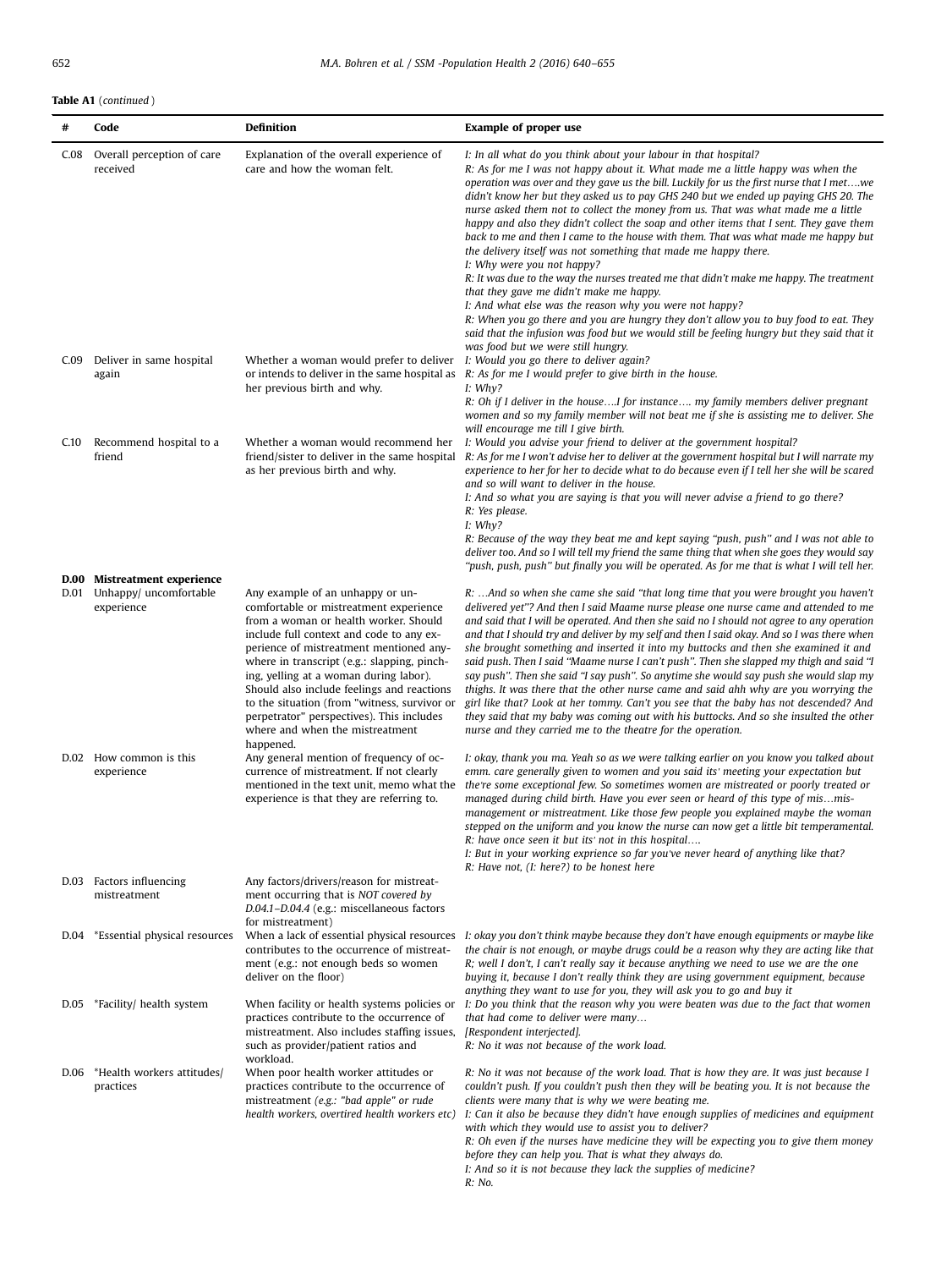**Table A1** (*continued*)

| # | Code | Definition | Example of proper use |
|---|---|---|---|
| C.08 | Overall perception of care received | Explanation of the overall experience of care and how the woman felt. | *I: In all what do you think about your labour in that hospital?* *R: As for me I was not happy about it. What made me a little happy was when the operation was over and they gave us the bill. Luckily for us the first nurse that I met….we didn't know her but they asked us to pay GHS 240 but we ended up paying GHS 20. The nurse asked them not to collect the money from us. That was what made me a little happy and also they didn't collect the soap and other items that I sent. They gave them back to me and then I came to the house with them. That was what made me happy but the delivery itself was not something that made me happy there.* *I: Why were you not happy?* *R: It was due to the way the nurses treated me that didn't make me happy. The treatment that they gave me didn't make me happy.* *I: And what else was the reason why you were not happy?* *R: When you go there and you are hungry they don't allow you to buy food to eat. They said that the infusion was food but we would still be feeling hungry but they said that it was food but we were still hungry.* |
| C.09 | Deliver in same hospital again | Whether a woman would prefer to deliver or intends to deliver in the same hospital as her previous birth and why. | *I: Would you go there to deliver again?* *R: As for me I would prefer to give birth in the house.* *I: Why?* *R: Oh if I deliver in the house….I for instance…. my family members deliver pregnant women and so my family member will not beat me if she is assisting me to deliver. She will encourage me till I give birth.* |
| C.10 | Recommend hospital to a friend | Whether a woman would recommend her friend/sister to deliver in the same hospital as her previous birth and why. | *I: Would you advise your friend to deliver at the government hospital?* *R: As for me I won't advise her to deliver at the government hospital but I will narrate my experience to her for her to decide what to do because even if I tell her she will be scared and so will want to deliver in the house.* *I: And so what you are saying is that you will never advise a friend to go there?* *R: Yes please.* *I: Why?* *R: Because of the way they beat me and kept saying "push, push" and I was not able to deliver too. And so I will tell my friend the same thing that when she goes they would say "push, push, push" but finally you will be operated. As for me that is what I will tell her.* |
| **D.00** | **Mistreatment experience** | | |
| D.01 | Unhappy/ uncomfortable experience | Any example of an unhappy or uncomfortable or mistreatment experience from a woman or health worker. Should include full context and code to any experience of mistreatment mentioned anywhere in transcript (e.g.: slapping, pinching, yelling at a woman during labor). Should also include feelings and reactions to the situation (from "witness, survivor or perpetrator" perspectives). This includes where and when the mistreatment happened. | *R: …And so when she came she said "that long time that you were brought you haven't delivered yet"? And then I said Maame nurse please one nurse came and attended to me and said that I will be operated. And then she said no I should not agree to any operation and that I should try and deliver by my self and then I said okay. And so I was there when she brought something and inserted it into my buttocks and then she examined it and said push. Then I said "Maame nurse I can't push". Then she slapped my thigh and said "I say push". Then she said "I say push". So anytime she would say push she would slap my thighs. It was there that the other nurse came and said ahh why are you worrying the girl like that? Look at her tommy. Can't you see that the baby has not descended? And they said that my baby was coming out with his buttocks. And so she insulted the other nurse and they carried me to the theatre for the operation.* |
| D.02 | How common is this experience | Any general mention of frequency of occurrence of mistreatment. If not clearly mentioned in the text unit, memo what the experience is that they are referring to. | *I: okay, thank you ma. Yeah so as we were talking earlier on you know you talked about emm. care generally given to women and you said its' meeting your expectation but the're some exceptional few. So sometimes women are mistreated or poorly treated or managed during child birth. Have you ever seen or heard of this type of mis…mis-management or mistreatment. Like those few people you explained maybe the woman stepped on the uniform and you know the nurse can now get a little bit temperamental.* *R: have once seen it but its' not in this hospital….* *I: But in your working exprience so far you've never heard of anything like that?* *R: Have not, (I: here?) to be honest here* |
| D.03 | Factors influencing mistreatment | Any factors/drivers/reason for mistreatment occurring that is *NOT covered by D.04.1–D.04.4* (e.g.: miscellaneous factors for mistreatment) | |
| D.04 | *Essential physical resources | When a lack of essential physical resources contributes to the occurrence of mistreatment (e.g.: not enough beds so women deliver on the floor) | *I: okay you don't think maybe because they don't have enough equipments or maybe like the chair is not enough, or maybe drugs could be a reason why they are acting like that* *R; well I don't, I can't really say it because anything we need to use we are the one buying it, because I don't really think they are using government equipment, because anything they want to use for you, they will ask you to go and buy it* |
| D.05 | *Facility/ health system | When facility or health systems policies or practices contribute to the occurrence of mistreatment. Also includes staffing issues, such as provider/patient ratios and workload. | *I: Do you think that the reason why you were beaten was due to the fact that women that had come to deliver were many…* *[Respondent interjected].* *R: No it was not because of the work load.* |
| D.06 | *Health workers attitudes/ practices | When poor health worker attitudes or practices contribute to the occurrence of mistreatment *(e.g.: "bad apple" or rude health workers, overtired health workers etc)* | *R: No it was not because of the work load. That is how they are. It was just because I couldn't push. If you couldn't push then they will be beating you. It is not because the clients were many that is why we were beating me.* *I: Can it also be because they didn't have enough supplies of medicines and equipment with which they would use to assist you to deliver?* *R: Oh even if the nurses have medicine they will be expecting you to give them money before they can help you. That is what they always do.* *I: And so it is not because they lack the supplies of medicine?* *R: No.* |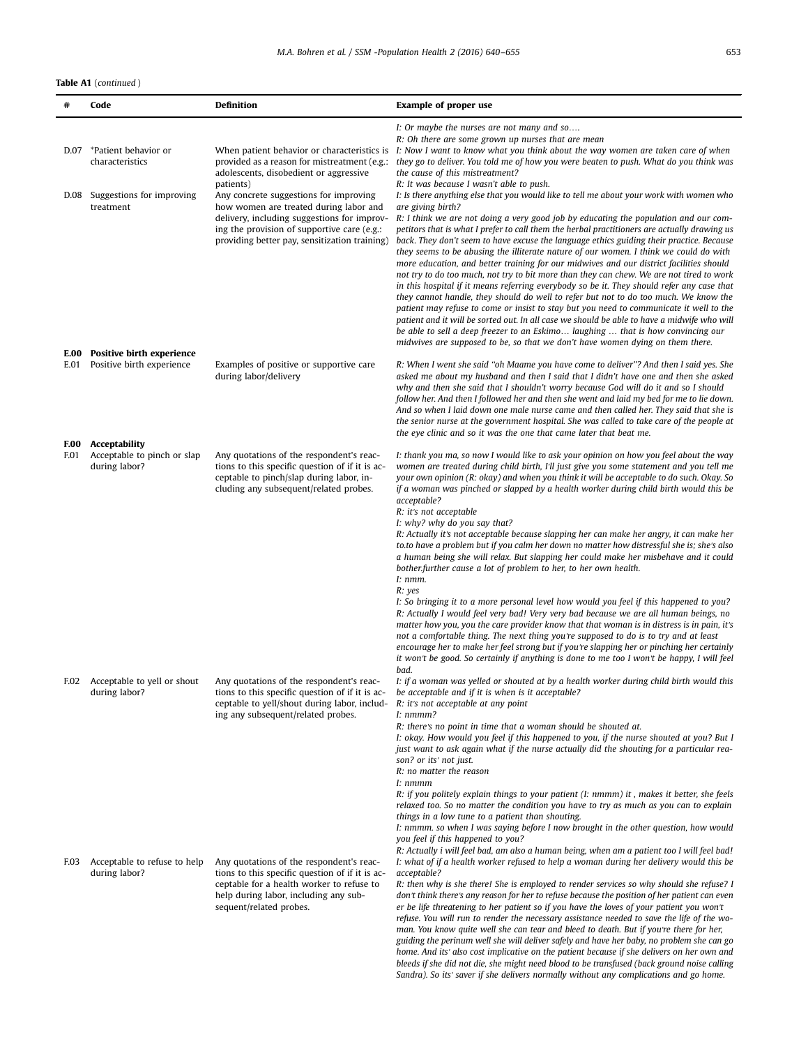**Table A1** (*continued* )

| # | Code | Definition | Example of proper use |
|---|---|---|---|
| | | | *I: Or maybe the nurses are not many and so….* *R: Oh there are some grown up nurses that are mean* |
| D.07 | *Patient behavior or characteristics | When patient behavior or characteristics is provided as a reason for mistreatment (e.g.: adolescents, disobedient or aggressive patients) | *I: Now I want to know what you think about the way women are taken care of when they go to deliver. You told me of how you were beaten to push. What do you think was the cause of this mistreatment?* *R: It was because I wasn't able to push.* |
| D.08 | Suggestions for improving treatment | Any concrete suggestions for improving how women are treated during labor and delivery, including suggestions for improving the provision of supportive care (e.g.: providing better pay, sensitization training) | *I: Is there anything else that you would like to tell me about your work with women who are giving birth?* *R: I think we are not doing a very good job by educating the population and our competitors that is what I prefer to call them the herbal practitioners are actually drawing us back. They don't seem to have excuse the language ethics guiding their practice. Because they seems to be abusing the illiterate nature of our women. I think we could do with more education, and better training for our midwives and our district facilities should not try to do too much, not try to bit more than they can chew. We are not tired to work in this hospital if it means referring everybody so be it. They should refer any case that they cannot handle, they should do well to refer but not to do too much. We know the patient may refuse to come or insist to stay but you need to communicate it well to the patient and it will be sorted out. In all case we should be able to have a midwife who will be able to sell a deep freezer to an Eskimo… laughing … that is how convincing our midwives are supposed to be, so that we don't have women dying on them there.* |
| **E.00** | **Positive birth experience** | | |
| E.01 | Positive birth experience | Examples of positive or supportive care during labor/delivery | *R: When I went she said "oh Maame you have come to deliver"? And then I said yes. She asked me about my husband and then I said that I didn't have one and then she asked why and then she said that I shouldn't worry because God will do it and so I should follow her. And then I followed her and then she went and laid my bed for me to lie down. And so when I laid down one male nurse came and then called her. They said that she is the senior nurse at the government hospital. She was called to take care of the people at the eye clinic and so it was the one that came later that beat me.* |
| **F.00** | **Acceptability** | | |
| F.01 | Acceptable to pinch or slap during labor? | Any quotations of the respondent's reactions to this specific question of if it is acceptable to pinch/slap during labor, including any subsequent/related probes. | *I: thank you ma, so now I would like to ask your opinion on how you feel about the way women are treated during child birth, I'll just give you some statement and you tell me your own opinion (R: okay) and when you think it will be acceptable to do such. Okay. So if a woman was pinched or slapped by a health worker during child birth would this be acceptable?* *R: it's not acceptable* *I: why? why do you say that?* *R: Actually it's not acceptable because slapping her can make her angry, it can make her to.to have a problem but if you calm her down no matter how distressful she is; she's also a human being she will relax. But slapping her could make her misbehave and it could bother.further cause a lot of problem to her, to her own health.* *I: nmm.* *R: yes* *I: So bringing it to a more personal level how would you feel if this happened to you?* *R: Actually I would feel very bad! Very very bad because we are all human beings, no matter how you, you the care provider know that that woman is in distress is in pain, it's not a comfortable thing. The next thing you're supposed to do is to try and at least encourage her to make her feel strong but if you're slapping her or pinching her certainly it won't be good. So certainly if anything is done to me too I won't be happy, I will feel bad.* |
| F.02 | Acceptable to yell or shout during labor? | Any quotations of the respondent's reactions to this specific question of if it is acceptable to yell/shout during labor, including any subsequent/related probes. | *I: if a woman was yelled or shouted at by a health worker during child birth would this be acceptable and if it is when is it acceptable?* *R: it's not acceptable at any point* *I: nmmm?* *R: there's no point in time that a woman should be shouted at.* *I: okay. How would you feel if this happened to you, if the nurse shouted at you? But I just want to ask again what if the nurse actually did the shouting for a particular reason? or its' not just.* *R: no matter the reason* *I: nmmm* *R: if you politely explain things to your patient (I: nmmm) it , makes it better, she feels relaxed too. So no matter the condition you have to try as much as you can to explain things in a low tune to a patient than shouting.* *I: nmmm. so when I was saying before I now brought in the other question, how would you feel if this happened to you?* *R: Actually i will feel bad, am also a human being, when am a patient too I will feel bad!* |
| F.03 | Acceptable to refuse to help during labor? | Any quotations of the respondent's reactions to this specific question of if it is acceptable for a health worker to refuse to help during labor, including any subsequent/related probes. | *I: what of if a health worker refused to help a woman during her delivery would this be acceptable?* *R: then why is she there! She is employed to render services so why should she refuse? I don't think there's any reason for her to refuse because the position of her patient can even er be life threatening to her patient so if you have the loves of your patient you won't refuse. You will run to render the necessary assistance needed to save the life of the woman. You know quite well she can tear and bleed to death. But if you're there for her, guiding the perinum well she will deliver safely and have her baby, no problem she can go home. And its' also cost implicative on the patient because if she delivers on her own and bleeds if she did not die, she might need blood to be transfused (back ground noise calling Sandra). So its' saver if she delivers normally without any complications and go home.* |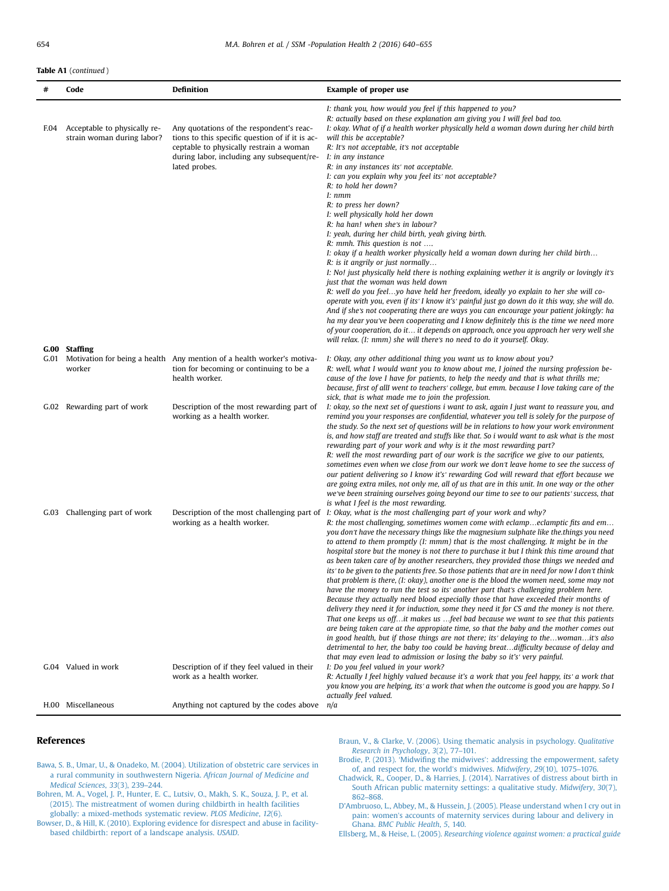**Table A1** (*continued*)

| # | Code | Definition | Example of proper use |
|---|---|---|---|
| F.04 | Acceptable to physically restrain woman during labor? | Any quotations of the respondent's reactions to this specific question of if it is acceptable to physically restrain a woman during labor, including any subsequent/related probes. | *I: thank you, how would you feel if this happened to you? R: actually based on these explanation am giving you I will feel bad too. I: okay. What of if a health worker physically held a woman down during her child birth will this be acceptable? R: It's not acceptable, it's not acceptable I: in any instance R: in any instances its' not acceptable. I: can you explain why you feel its' not acceptable? R: to hold her down? I: nmm R: to press her down? I: well physically hold her down R: ha han! when she's in labour? I: yeah, during her child birth, yeah giving birth. R: mmh. This question is not …. I: okay if a health worker physically held a woman down during her child birth… R: is it angrily or just normally… I: No! just physically held there is nothing explaining wether it is angrily or lovingly it's just that the woman was held down R: well do you feel…yo have held her freedom, ideally yo explain to her she will co-operate with you, even if its' I know it's' painful just go down do it this way, she will do. And if she's not cooperating there are ways you can encourage your patient jokingly: ha ha my dear you've been cooperating and I know definitely this is the time we need more of your cooperation, do it… it depends on approach, once you approach her very well she will relax. (I: nmm) she will there's no need to do it yourself. Okay.* |
| **G.00** | **Staffing** | | |
| G.01 | Motivation for being a health worker | Any mention of a health worker's motivation for becoming or continuing to be a health worker. | *I: Okay, any other additional thing you want us to know about you? R: well, what I would want you to know about me, I joined the nursing profession because of the love I have for patients, to help the needy and that is what thrills me; because, first of alll went to teachers' college, but emm. because I love taking care of the sick, that is what made me to join the profession.* |
| G.02 | Rewarding part of work | Description of the most rewarding part of working as a health worker. | *I: okay, so the next set of questions i want to ask, again I just want to reassure you, and remind you your responses are confidential, whatever you tell is solely for the purpose of the study. So the next set of questions will be in relations to how your work environment is, and how staff are treated and stuffs like that. So i would want to ask what is the most rewarding part of your work and why is it the most rewarding part? R: well the most rewarding part of our work is the sacrifice we give to our patients, sometimes even when we close from our work we don't leave home to see the success of our patient delivering so I know it's' rewarding God will reward that effort because we are going extra miles, not only me, all of us that are in this unit. In one way or the other we've been straining ourselves going beyond our time to see to our patients' success, that is what I feel is the most rewarding.* |
| G.03 | Challenging part of work | Description of the most challenging part of working as a health worker. | *I: Okay, what is the most challenging part of your work and why? R: the most challenging, sometimes women come with eclamp…eclamptic fits and em… you don't have the necessary things like the magnesium sulphate like the.things you need to attend to them promptly (I: mmm) that is the most challenging. It might be in the hospital store but the money is not there to purchase it but I think this time around that as been taken care of by another researchers, they provided those things we needed and its' to be given to the patients free. So those patients that are in need for now I don't think that problem is there, (I: okay), another one is the blood the women need, some may not have the money to run the test so its' another part that's challenging problem here. Because they actually need blood especially those that have exceeded their months of delivery they need it for induction, some they need it for CS and the money is not there. That one keeps us off…it makes us …feel bad because we want to see that this patients are being taken care at the appropiate time, so that the baby and the mother comes out in good health, but if those things are not there; its' delaying to the…woman…it's also detrimental to her, the baby too could be having breat…difficulty because of delay and that may even lead to admission or losing the baby so it's' very painful.* |
| G.04 | Valued in work | Description of if they feel valued in their work as a health worker. | *I: Do you feel valued in your work? R: Actually I feel highly valued because it's a work that you feel happy, its' a work that you know you are helping, its' a work that when the outcome is good you are happy. So I actually feel valued.* |
| H.00 | Miscellaneous | Anything not captured by the codes above | *n/a* |

## References

Bawa, S. B., Umar, U., & Onadeko, M. (2004). Utilization of obstetric care services in a rural community in southwestern Nigeria. *African Journal of Medicine and Medical Sciences*, *33*(3), 239–244.

Bohren, M. A., Vogel, J. P., Hunter, E. C., Lutsiv, O., Makh, S. K., Souza, J. P., et al. (2015). The mistreatment of women during childbirth in health facilities globally: a mixed-methods systematic review. *PLOS Medicine*, *12*(6).

Bowser, D., & Hill, K. (2010). Exploring evidence for disrespect and abuse in facility-based childbirth: report of a landscape analysis. *USAID*.

Braun, V., & Clarke, V. (2006). Using thematic analysis in psychology. *Qualitative Research in Psychology*, *3*(2), 77–101.

Brodie, P. (2013). 'Midwifing the midwives': addressing the empowerment, safety of, and respect for, the world's midwives. *Midwifery*, *29*(10), 1075–1076.

Chadwick, R., Cooper, D., & Harries, J. (2014). Narratives of distress about birth in South African public maternity settings: a qualitative study. *Midwifery*, *30*(7), 862–868.

D'Ambruoso, L., Abbey, M., & Hussein, J. (2005). Please understand when I cry out in pain: women's accounts of maternity services during labour and delivery in Ghana. *BMC Public Health*, *5*, 140.

Ellsberg, M., & Heise, L. (2005). *Researching violence against women: a practical guide*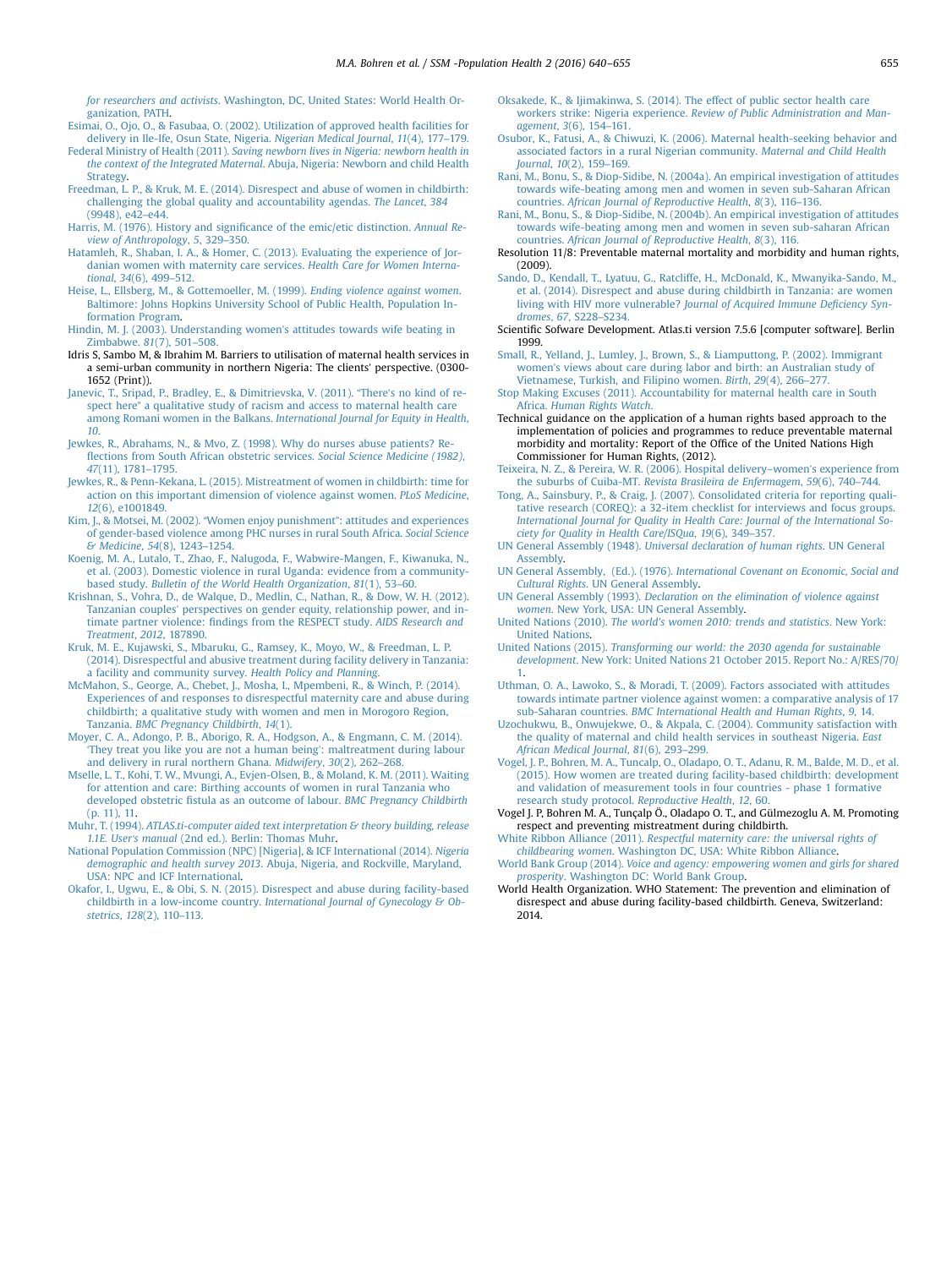*for researchers and activists*. Washington, DC, United States: World Health Organization, PATH.

Esimai, O., Ojo, O., & Fasubaa, O. (2002). Utilization of approved health facilities for delivery in Ile-Ife, Osun State, Nigeria. *Nigerian Medical Journal*, *11*(4), 177–179.

Federal Ministry of Health (2011). *Saving newborn lives in Nigeria: newborn health in the context of the Integrated Maternal*. Abuja, Nigeria: Newborn and child Health Strategy.

Freedman, L. P., & Kruk, M. E. (2014). Disrespect and abuse of women in childbirth: challenging the global quality and accountability agendas. *The Lancet*, *384* (9948), e42–e44.

Harris, M. (1976). History and significance of the emic/etic distinction. *Annual Review of Anthropology*, *5*, 329–350.

Hatamleh, R., Shaban, I. A., & Homer, C. (2013). Evaluating the experience of Jordanian women with maternity care services. *Health Care for Women International*, *34*(6), 499–512.

Heise, L., Ellsberg, M., & Gottemoeller, M. (1999). *Ending violence against women*. Baltimore: Johns Hopkins University School of Public Health, Population Information Program.

Hindin, M. J. (2003). Understanding women's attitudes towards wife beating in Zimbabwe. *81*(7), 501–508.

Idris S, Sambo M, & Ibrahim M. Barriers to utilisation of maternal health services in a semi-urban community in northern Nigeria: The clients' perspective. (0300-1652 (Print)).

Janevic, T., Sripad, P., Bradley, E., & Dimitrievska, V. (2011). "There's no kind of respect here" a qualitative study of racism and access to maternal health care among Romani women in the Balkans. *International Journal for Equity in Health*, *10*.

Jewkes, R., Abrahams, N., & Mvo, Z. (1998). Why do nurses abuse patients? Reflections from South African obstetric services. *Social Science Medicine (1982)*, *47*(11), 1781–1795.

Jewkes, R., & Penn-Kekana, L. (2015). Mistreatment of women in childbirth: time for action on this important dimension of violence against women. *PLoS Medicine*, *12*(6), e1001849.

Kim, J., & Motsei, M. (2002). "Women enjoy punishment": attitudes and experiences of gender-based violence among PHC nurses in rural South Africa. *Social Science & Medicine*, *54*(8), 1243–1254.

Koenig, M. A., Lutalo, T., Zhao, F., Nalugoda, F., Wabwire-Mangen, F., Kiwanuka, N., et al. (2003). Domestic violence in rural Uganda: evidence from a community-based study. *Bulletin of the World Health Organization*, *81*(1), 53–60.

Krishnan, S., Vohra, D., de Walque, D., Medlin, C., Nathan, R., & Dow, W. H. (2012). Tanzanian couples' perspectives on gender equity, relationship power, and intimate partner violence: findings from the RESPECT study. *AIDS Research and Treatment*, *2012*, 187890.

Kruk, M. E., Kujawski, S., Mbaruku, G., Ramsey, K., Moyo, W., & Freedman, L. P. (2014). Disrespectful and abusive treatment during facility delivery in Tanzania: a facility and community survey. *Health Policy and Planning*.

McMahon, S., George, A., Chebet, J., Mosha, I., Mpembeni, R., & Winch, P. (2014). Experiences of and responses to disrespectful maternity care and abuse during childbirth; a qualitative study with women and men in Morogoro Region, Tanzania. *BMC Pregnancy Childbirth*, *14*(1).

Moyer, C. A., Adongo, P. B., Aborigo, R. A., Hodgson, A., & Engmann, C. M. (2014). 'They treat you like you are not a human being': maltreatment during labour and delivery in rural northern Ghana. *Midwifery*, *30*(2), 262–268.

Mselle, L. T., Kohi, T. W., Mvungi, A., Evjen-Olsen, B., & Moland, K. M. (2011). Waiting for attention and care: Birthing accounts of women in rural Tanzania who developed obstetric fistula as an outcome of labour. *BMC Pregnancy Childbirth* (p. 11), 11.

Muhr, T. (1994). *ATLAS.ti-computer aided text interpretation & theory building, release 1.1E. User's manual* (2nd ed.). Berlin: Thomas Muhr.

National Population Commission (NPC) [Nigeria], & ICF International (2014). *Nigeria demographic and health survey 2013*. Abuja, Nigeria, and Rockville, Maryland, USA: NPC and ICF International.

Okafor, I., Ugwu, E., & Obi, S. N. (2015). Disrespect and abuse during facility-based childbirth in a low-income country. *International Journal of Gynecology & Obstetrics*, *128*(2), 110–113.

Oksakede, K., & Ijimakinwa, S. (2014). The effect of public sector health care workers strike: Nigeria experience. *Review of Public Administration and Management*, *3*(6), 154–161.

Osubor, K., Fatusi, A., & Chiwuzi, K. (2006). Maternal health-seeking behavior and associated factors in a rural Nigerian community. *Maternal and Child Health Journal*, *10*(2), 159–169.

Rani, M., Bonu, S., & Diop-Sidibe, N. (2004a). An empirical investigation of attitudes towards wife-beating among men and women in seven sub-Saharan African countries. *African Journal of Reproductive Health*, *8*(3), 116–136.

Rani, M., Bonu, S., & Diop-Sidibe, N. (2004b). An empirical investigation of attitudes towards wife-beating among men and women in seven sub-saharan African countries. *African Journal of Reproductive Health*, *8*(3), 116.

Resolution 11/8: Preventable maternal mortality and morbidity and human rights, (2009).

Sando, D., Kendall, T., Lyatuu, G., Ratcliffe, H., McDonald, K., Mwanyika-Sando, M., et al. (2014). Disrespect and abuse during childbirth in Tanzania: are women living with HIV more vulnerable? *Journal of Acquired Immune Deficiency Syndromes*, *67*, S228–S234.

Scientific Sofware Development. Atlas.ti version 7.5.6 [computer software]. Berlin 1999.

Small, R., Yelland, J., Lumley, J., Brown, S., & Liamputtong, P. (2002). Immigrant women's views about care during labor and birth: an Australian study of Vietnamese, Turkish, and Filipino women. *Birth*, *29*(4), 266–277.

Stop Making Excuses (2011). Accountability for maternal health care in South Africa. *Human Rights Watch*.

Technical guidance on the application of a human rights based approach to the implementation of policies and programmes to reduce preventable maternal morbidity and mortality: Report of the Office of the United Nations High Commissioner for Human Rights, (2012).

Teixeira, N. Z., & Pereira, W. R. (2006). Hospital delivery–women's experience from the suburbs of Cuiba-MT. *Revista Brasileira de Enfermagem*, *59*(6), 740–744.

Tong, A., Sainsbury, P., & Craig, J. (2007). Consolidated criteria for reporting qualitative research (COREQ): a 32-item checklist for interviews and focus groups. *International Journal for Quality in Health Care: Journal of the International Society for Quality in Health Care/ISQua*, *19*(6), 349–357.

UN General Assembly (1948). *Universal declaration of human rights*. UN General Assembly.

UN General Assembly, (Ed.). (1976). *International Covenant on Economic, Social and Cultural Rights*. UN General Assembly.

UN General Assembly (1993). *Declaration on the elimination of violence against women*. New York, USA: UN General Assembly.

United Nations (2010). *The world's women 2010: trends and statistics*. New York: United Nations.

United Nations (2015). *Transforming our world: the 2030 agenda for sustainable development*. New York: United Nations 21 October 2015. Report No.: A/RES/70/1.

Uthman, O. A., Lawoko, S., & Moradi, T. (2009). Factors associated with attitudes towards intimate partner violence against women: a comparative analysis of 17 sub-Saharan countries. *BMC International Health and Human Rights*, *9*, 14.

Uzochukwu, B., Onwujekwe, O., & Akpala, C. (2004). Community satisfaction with the quality of maternal and child health services in southeast Nigeria. *East African Medical Journal*, *81*(6), 293–299.

Vogel, J. P., Bohren, M. A., Tuncalp, O., Oladapo, O. T., Adanu, R. M., Balde, M. D., et al. (2015). How women are treated during facility-based childbirth: development and validation of measurement tools in four countries - phase 1 formative research study protocol. *Reproductive Health*, *12*, 60.

Vogel J. P, Bohren M. A., Tunçalp Ö., Oladapo O. T., and Gülmezoglu A. M. Promoting respect and preventing mistreatment during childbirth.

White Ribbon Alliance (2011). *Respectful maternity care: the universal rights of childbearing women*. Washington DC, USA: White Ribbon Alliance.

World Bank Group (2014). *Voice and agency: empowering women and girls for shared prosperity*. Washington DC: World Bank Group.

World Health Organization. WHO Statement: The prevention and elimination of disrespect and abuse during facility-based childbirth. Geneva, Switzerland: 2014.